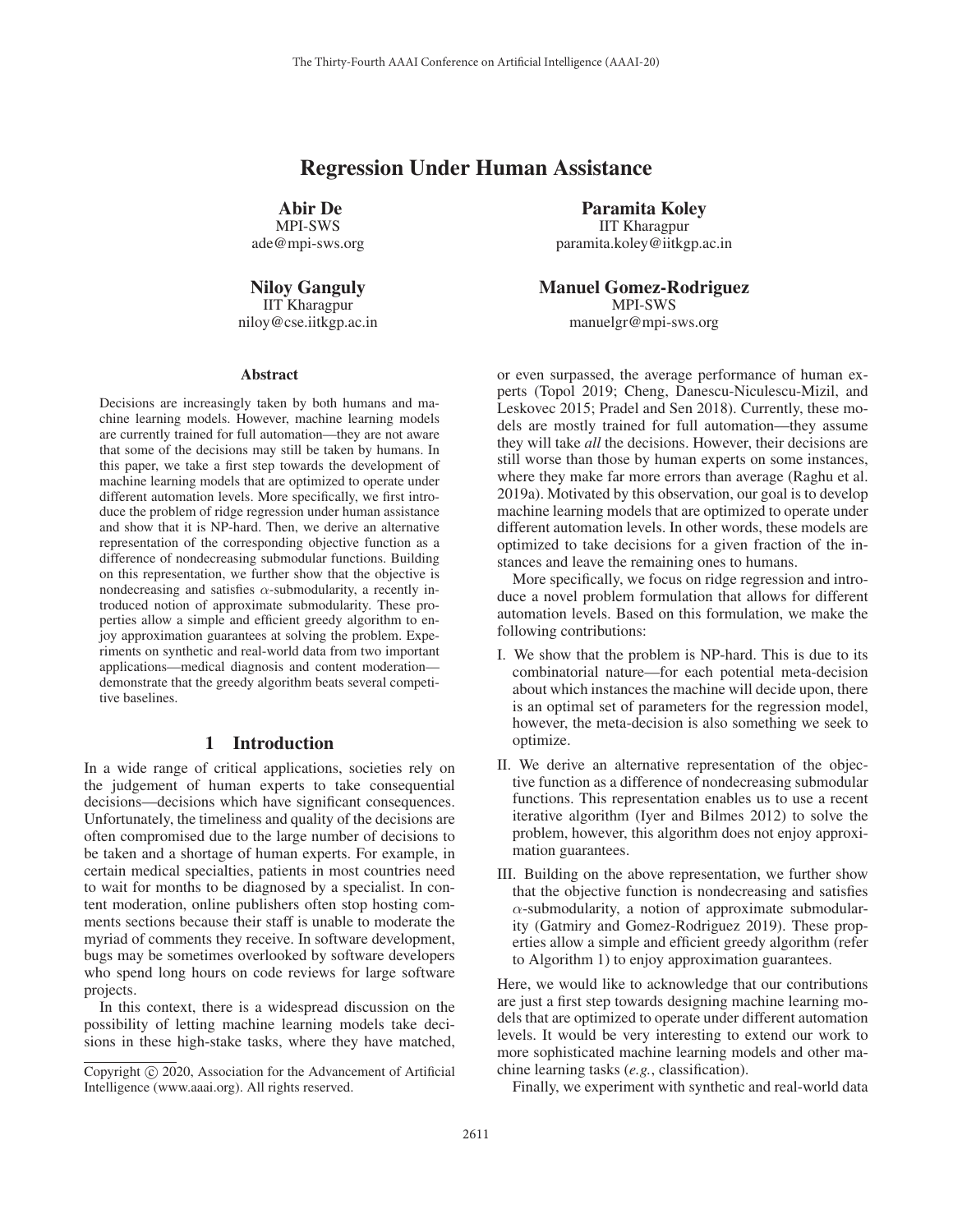# Regression Under Human Assistance

**Abir De**
MPI-SWS
ade@mpi-sws.org

**Paramita Koley**
IIT Kharagpur
paramita.koley@iitkgp.ac.in

**Niloy Ganguly**
IIT Kharagpur
niloy@cse.iitkgp.ac.in

**Manuel Gomez-Rodriguez**
MPI-SWS
manuelgr@mpi-sws.org

## Abstract

Decisions are increasingly taken by both humans and machine learning models. However, machine learning models are currently trained for full automation—they are not aware that some of the decisions may still be taken by humans. In this paper, we take a first step towards the development of machine learning models that are optimized to operate under different automation levels. More specifically, we first introduce the problem of ridge regression under human assistance and show that it is NP-hard. Then, we derive an alternative representation of the corresponding objective function as a difference of nondecreasing submodular functions. Building on this representation, we further show that the objective is nondecreasing and satisfies $\alpha$-submodularity, a recently introduced notion of approximate submodularity. These properties allow a simple and efficient greedy algorithm to enjoy approximation guarantees at solving the problem. Experiments on synthetic and real-world data from two important applications—medical diagnosis and content moderation—demonstrate that the greedy algorithm beats several competitive baselines.

## 1 Introduction

In a wide range of critical applications, societies rely on the judgement of human experts to take consequential decisions—decisions which have significant consequences. Unfortunately, the timeliness and quality of the decisions are often compromised due to the large number of decisions to be taken and a shortage of human experts. For example, in certain medical specialties, patients in most countries need to wait for months to be diagnosed by a specialist. In content moderation, online publishers often stop hosting comments sections because their staff is unable to moderate the myriad of comments they receive. In software development, bugs may be sometimes overlooked by software developers who spend long hours on code reviews for large software projects.

In this context, there is a widespread discussion on the possibility of letting machine learning models take decisions in these high-stake tasks, where they have matched, or even surpassed, the average performance of human experts (Topol 2019; Cheng, Danescu-Niculescu-Mizil, and Leskovec 2015; Pradel and Sen 2018). Currently, these models are mostly trained for full automation—they assume they will take *all* the decisions. However, their decisions are still worse than those by human experts on some instances, where they make far more errors than average (Raghu et al. 2019a). Motivated by this observation, our goal is to develop machine learning models that are optimized to operate under different automation levels. In other words, these models are optimized to take decisions for a given fraction of the instances and leave the remaining ones to humans.

More specifically, we focus on ridge regression and introduce a novel problem formulation that allows for different automation levels. Based on this formulation, we make the following contributions:

I. We show that the problem is NP-hard. This is due to its combinatorial nature—for each potential meta-decision about which instances the machine will decide upon, there is an optimal set of parameters for the regression model, however, the meta-decision is also something we seek to optimize.

II. We derive an alternative representation of the objective function as a difference of nondecreasing submodular functions. This representation enables us to use a recent iterative algorithm (Iyer and Bilmes 2012) to solve the problem, however, this algorithm does not enjoy approximation guarantees.

III. Building on the above representation, we further show that the objective function is nondecreasing and satisfies $\alpha$-submodularity, a notion of approximate submodularity (Gatmiry and Gomez-Rodriguez 2019). These properties allow a simple and efficient greedy algorithm (refer to Algorithm 1) to enjoy approximation guarantees.

Here, we would like to acknowledge that our contributions are just a first step towards designing machine learning models that are optimized to operate under different automation levels. It would be very interesting to extend our work to more sophisticated machine learning models and other machine learning tasks (*e.g.*, classification).

Finally, we experiment with synthetic and real-world data

Copyright © 2020, Association for the Advancement of Artificial Intelligence (www.aaai.org). All rights reserved.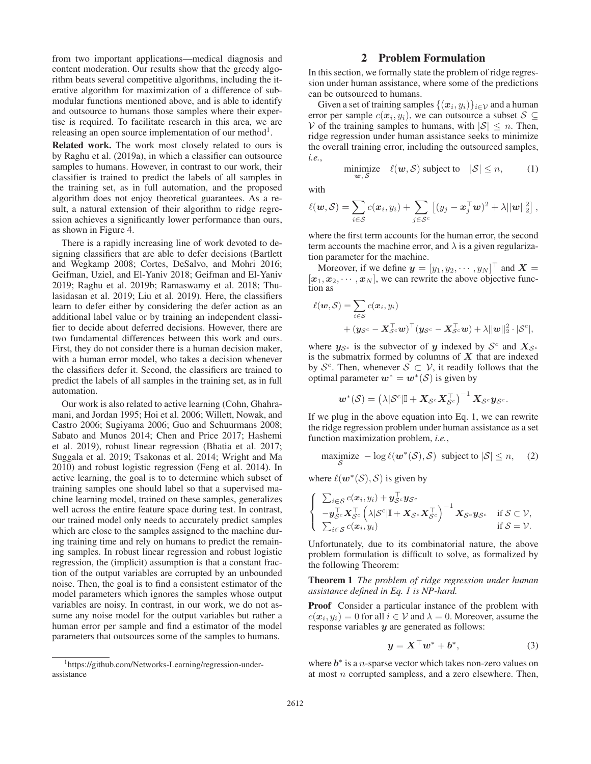from two important applications—medical diagnosis and content moderation. Our results show that the greedy algorithm beats several competitive algorithms, including the iterative algorithm for maximization of a difference of submodular functions mentioned above, and is able to identify and outsource to humans those samples where their expertise is required. To facilitate research in this area, we are releasing an open source implementation of our method[1].

**Related work.** The work most closely related to ours is by Raghu et al. (2019a), in which a classifier can outsource samples to humans. However, in contrast to our work, their classifier is trained to predict the labels of all samples in the training set, as in full automation, and the proposed algorithm does not enjoy theoretical guarantees. As a result, a natural extension of their algorithm to ridge regression achieves a significantly lower performance than ours, as shown in Figure 4.

There is a rapidly increasing line of work devoted to designing classifiers that are able to defer decisions (Bartlett and Wegkamp 2008; Cortes, DeSalvo, and Mohri 2016; Geifman, Uziel, and El-Yaniv 2018; Geifman and El-Yaniv 2019; Raghu et al. 2019b; Ramaswamy et al. 2018; Thulasidasan et al. 2019; Liu et al. 2019). Here, the classifiers learn to defer either by considering the defer action as an additional label value or by training an independent classifier to decide about deferred decisions. However, there are two fundamental differences between this work and ours. First, they do not consider there is a human decision maker, with a human error model, who takes a decision whenever the classifiers defer it. Second, the classifiers are trained to predict the labels of all samples in the training set, as in full automation.

Our work is also related to active learning (Cohn, Ghahramani, and Jordan 1995; Hoi et al. 2006; Willett, Nowak, and Castro 2006; Sugiyama 2006; Guo and Schuurmans 2008; Sabato and Munos 2014; Chen and Price 2017; Hashemi et al. 2019), robust linear regression (Bhatia et al. 2017; Suggala et al. 2019; Tsakonas et al. 2014; Wright and Ma 2010) and robust logistic regression (Feng et al. 2014). In active learning, the goal is to to determine which subset of training samples one should label so that a supervised machine learning model, trained on these samples, generalizes well across the entire feature space during test. In contrast, our trained model only needs to accurately predict samples which are close to the samples assigned to the machine during training time and rely on humans to predict the remaining samples. In robust linear regression and robust logistic regression, the (implicit) assumption is that a constant fraction of the output variables are corrupted by an unbounded noise. Then, the goal is to find a consistent estimator of the model parameters which ignores the samples whose output variables are noisy. In contrast, in our work, we do not assume any noise model for the output variables but rather a human error per sample and find a estimator of the model parameters that outsources some of the samples to humans.

[1] https://github.com/Networks-Learning/regression-under-assistance

## 2 Problem Formulation

In this section, we formally state the problem of ridge regression under human assistance, where some of the predictions can be outsourced to humans.

Given a set of training samples $\{(\boldsymbol{x}_i, y_i)\}_{i \in \mathcal{V}}$ and a human error per sample $c(\boldsymbol{x}_i, y_i)$, we can outsource a subset $\mathcal{S} \subseteq \mathcal{V}$ of the training samples to humans, with $|\mathcal{S}| \leq n$. Then, ridge regression under human assistance seeks to minimize the overall training error, including the outsourced samples, *i.e.*,

$$\underset{\boldsymbol{w}, \mathcal{S}}{\text{minimize}} \quad \ell(\boldsymbol{w}, \mathcal{S}) \text{ subject to } \quad |\mathcal{S}| \leq n, \qquad (1)$$

with

$$\ell(\boldsymbol{w}, \mathcal{S}) = \sum_{i \in \mathcal{S}} c(\boldsymbol{x}_i, y_i) + \sum_{j \in \mathcal{S}^c} \left[ (y_j - \boldsymbol{x}_j^\top \boldsymbol{w})^2 + \lambda ||\boldsymbol{w}||_2^2 \right],$$

where the first term accounts for the human error, the second term accounts the machine error, and $\lambda$ is a given regularization parameter for the machine.

Moreover, if we define $\boldsymbol{y} = [y_1, y_2, \cdots, y_N]^\top$ and $\boldsymbol{X} = [\boldsymbol{x}_1, \boldsymbol{x}_2, \cdots, \boldsymbol{x}_N]$, we can rewrite the above objective function as

$$\ell(\boldsymbol{w}, \mathcal{S}) = \sum_{i \in \mathcal{S}} c(\boldsymbol{x}_i, y_i) + (\boldsymbol{y}_{\mathcal{S}^c} - \boldsymbol{X}_{\mathcal{S}^c}^\top \boldsymbol{w})^\top (\boldsymbol{y}_{\mathcal{S}^c} - \boldsymbol{X}_{\mathcal{S}^c}^\top \boldsymbol{w}) + \lambda ||\boldsymbol{w}||_2^2 \cdot |\mathcal{S}^c|,$$

where $\boldsymbol{y}_{\mathcal{S}^c}$ is the subvector of $\boldsymbol{y}$ indexed by $\mathcal{S}^c$ and $\boldsymbol{X}_{\mathcal{S}^c}$ is the submatrix formed by columns of $\boldsymbol{X}$ that are indexed by $\mathcal{S}^c$. Then, whenever $\mathcal{S} \subset \mathcal{V}$, it readily follows that the optimal parameter $\boldsymbol{w}^* = \boldsymbol{w}^*(\mathcal{S})$ is given by

$$\boldsymbol{w}^*(\mathcal{S}) = \left( \lambda |\mathcal{S}^c| \mathbb{I} + \boldsymbol{X}_{\mathcal{S}^c} \boldsymbol{X}_{\mathcal{S}^c}^\top \right)^{-1} \boldsymbol{X}_{\mathcal{S}^c} \boldsymbol{y}_{\mathcal{S}^c}.$$

If we plug in the above equation into Eq. 1, we can rewrite the ridge regression problem under human assistance as a set function maximization problem, *i.e.*,

$$\underset{\mathcal{S}}{\text{maximize}} \; -\log \ell(\boldsymbol{w}^*(\mathcal{S}), \mathcal{S}) \; \text{ subject to } |\mathcal{S}| \leq n, \qquad (2)$$

where $\ell(\boldsymbol{w}^*(\mathcal{S}), \mathcal{S})$ is given by

$$\begin{cases} \sum_{i \in \mathcal{S}} c(\boldsymbol{x}_i, y_i) + \boldsymbol{y}_{\mathcal{S}^c}^\top \boldsymbol{y}_{\mathcal{S}^c} \\ -\boldsymbol{y}_{\mathcal{S}^c}^\top \boldsymbol{X}_{\mathcal{S}^c}^\top \left( \lambda |\mathcal{S}^c| \mathbb{I} + \boldsymbol{X}_{\mathcal{S}^c} \boldsymbol{X}_{\mathcal{S}^c}^\top \right)^{-1} \boldsymbol{X}_{\mathcal{S}^c} \boldsymbol{y}_{\mathcal{S}^c} & \text{if } \mathcal{S} \subset \mathcal{V}, \\ \sum_{i \in \mathcal{S}} c(\boldsymbol{x}_i, y_i) & \text{if } \mathcal{S} = \mathcal{V}. \end{cases}$$

Unfortunately, due to its combinatorial nature, the above problem formulation is difficult to solve, as formalized by the following Theorem:

**Theorem 1** *The problem of ridge regression under human assistance defined in Eq. 1 is NP-hard.*

**Proof** Consider a particular instance of the problem with $c(\boldsymbol{x}_i, y_i) = 0$ for all $i \in \mathcal{V}$ and $\lambda = 0$. Moreover, assume the response variables $\boldsymbol{y}$ are generated as follows:

$$\boldsymbol{y} = \boldsymbol{X}^\top \boldsymbol{w}^* + \boldsymbol{b}^*, \qquad (3)$$

where $\boldsymbol{b}^*$ is a $n$-sparse vector which takes non-zero values on at most $n$ corrupted sampless, and a zero elsewhere. Then,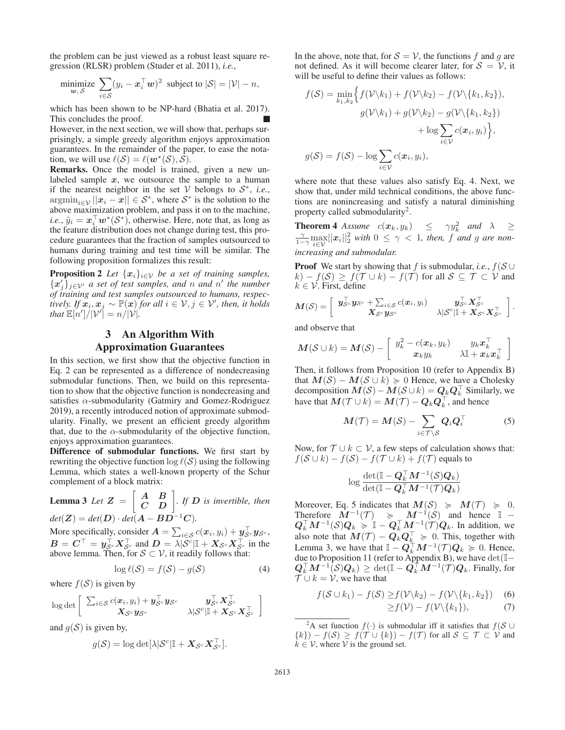the problem can be just viewed as a robust least square regression (RLSR) problem (Studer et al. 2011), *i.e.*,

$$\underset{\boldsymbol{w}, \mathcal{S}}{\text{minimize}} \sum_{i \in \mathcal{S}} (y_i - \boldsymbol{x}_i^\top \boldsymbol{w})^2 \text{ subject to } |\mathcal{S}| = |\mathcal{V}| - n,$$

which has been shown to be NP-hard (Bhatia et al. 2017). This concludes the proof. ■

However, in the next section, we will show that, perhaps surprisingly, a simple greedy algorithm enjoys approximation guarantees. In the remainder of the paper, to ease the notation, we will use $\ell(\mathcal{S}) = \ell(\boldsymbol{w}^*(\mathcal{S}), \mathcal{S})$.

**Remarks.** Once the model is trained, given a new unlabeled sample $\boldsymbol{x}$, we outsource the sample to a human if the nearest neighbor in the set $\mathcal{V}$ belongs to $\mathcal{S}^*$, *i.e.*, $\operatorname{argmin}_{i \in \mathcal{V}} ||\boldsymbol{x}_i - \boldsymbol{x}|| \in \mathcal{S}^*$, where $\mathcal{S}^*$ is the solution to the above maximization problem, and pass it on to the machine, *i.e.*, $\hat{y}_i = \boldsymbol{x}_i^\top \boldsymbol{w}^*(\mathcal{S}^*)$, otherwise. Here, note that, as long as the feature distribution does not change during test, this procedure guarantees that the fraction of samples outsourced to humans during training and test time will be similar. The following proposition formalizes this result:

**Proposition 2** *Let $\{\boldsymbol{x}_i\}_{i \in \mathcal{V}}$ be a set of training samples, $\{\boldsymbol{x}'_j\}_{j \in \mathcal{V}'}$ a set of test samples, and $n$ and $n'$ the number of training and test samples outsourced to humans, respectively. If $\boldsymbol{x}_i, \boldsymbol{x}_j \sim \mathbb{P}(\boldsymbol{x})$ for all $i \in \mathcal{V}, j \in \mathcal{V}'$, then, it holds that $\mathbb{E}[n']/|\mathcal{V}'| = n/|\mathcal{V}|$.*

# 3 An Algorithm With Approximation Guarantees

In this section, we first show that the objective function in Eq. 2 can be represented as a difference of nondecreasing submodular functions. Then, we build on this representation to show that the objective function is nondecreasing and satisfies $\alpha$-submodularity (Gatmiry and Gomez-Rodriguez 2019), a recently introduced notion of approximate submodularity. Finally, we present an efficient greedy algorithm that, due to the $\alpha$-submodularity of the objective function, enjoys approximation guarantees.

**Difference of submodular functions.** We first start by rewriting the objective function $\log \ell(\mathcal{S})$ using the following Lemma, which states a well-known property of the Schur complement of a block matrix:

**Lemma 3** *Let $\boldsymbol{Z} = \begin{bmatrix} \boldsymbol{A} & \boldsymbol{B} \\ \boldsymbol{C} & \boldsymbol{D} \end{bmatrix}$. If $\boldsymbol{D}$ is invertible, then $det(\boldsymbol{Z}) = det(\boldsymbol{D}) \cdot det(\boldsymbol{A} - \boldsymbol{B}\boldsymbol{D}^{-1}\boldsymbol{C})$.*

More specifically, consider $\boldsymbol{A} = \sum_{i \in \mathcal{S}} c(\boldsymbol{x}_i, y_i) + \boldsymbol{y}_{\mathcal{S}^c}^\top \boldsymbol{y}_{\mathcal{S}^c}$, $\boldsymbol{B} = \boldsymbol{C}^\top = \boldsymbol{y}_{\mathcal{S}^c}^\top \boldsymbol{X}_{\mathcal{S}^c}^\top$ and $\boldsymbol{D} = \lambda |\mathcal{S}^c| \mathbb{I} + \boldsymbol{X}_{\mathcal{S}^c} \boldsymbol{X}_{\mathcal{S}^c}^\top$ in the above lemma. Then, for $\mathcal{S} \subset \mathcal{V}$, it readily follows that:

$$\log \ell(\mathcal{S}) = f(\mathcal{S}) - g(\mathcal{S}) \tag{4}$$

where $f(\mathcal{S})$ is given by

$$\log \det \begin{bmatrix} \sum_{i \in \mathcal{S}} c(\boldsymbol{x}_i, y_i) + \boldsymbol{y}_{\mathcal{S}^c}^\top \boldsymbol{y}_{\mathcal{S}^c} & \boldsymbol{y}_{\mathcal{S}^c}^\top \boldsymbol{X}_{\mathcal{S}^c}^\top \\ \boldsymbol{X}_{\mathcal{S}^c} \boldsymbol{y}_{\mathcal{S}^c} & \lambda |\mathcal{S}^c| \mathbb{I} + \boldsymbol{X}_{\mathcal{S}^c} \boldsymbol{X}_{\mathcal{S}^c}^\top \end{bmatrix}$$

and $g(\mathcal{S})$ is given by,

$$g(\mathcal{S}) = \log \det[\lambda |\mathcal{S}^c| \mathbb{I} + \boldsymbol{X}_{\mathcal{S}^c} \boldsymbol{X}_{\mathcal{S}^c}^\top].$$

In the above, note that, for $\mathcal{S} = \mathcal{V}$, the functions $f$ and $g$ are not defined. As it will become clearer later, for $\mathcal{S} = \mathcal{V}$, it will be useful to define their values as follows:

$$\begin{aligned} f(\mathcal{S}) = \min_{k_1, k_2} \Big\{ & f(\mathcal{V} \backslash k_1) + f(\mathcal{V} \backslash k_2) - f(\mathcal{V} \backslash \{k_1, k_2\}), \\ & g(\mathcal{V} \backslash k_1) + g(\mathcal{V} \backslash k_2) - g(\mathcal{V} \backslash \{k_1, k_2\}) \\ & + \log \sum_{i \in \mathcal{V}} c(\boldsymbol{x}_i, y_i) \Big\}, \end{aligned}$$

$$g(\mathcal{S}) = f(\mathcal{S}) - \log \sum_{i \in \mathcal{V}} c(\boldsymbol{x}_i, y_i),$$

where note that these values also satisfy Eq. 4. Next, we show that, under mild technical conditions, the above functions are nonincreasing and satisfy a natural diminishing property called submodularity[2].

**Theorem 4** *Assume $c(\boldsymbol{x}_k, y_k) \leq \gamma y_k^2$ and $\lambda \geq \frac{\gamma}{1-\gamma} \max_{i \in \mathcal{V}} ||\boldsymbol{x}_i||_2^2$ with $0 \leq \gamma < 1$, then, $f$ and $g$ are nonincreasing and submodular.*

**Proof** We start by showing that $f$ is submodular, *i.e.*, $f(\mathcal{S} \cup k) - f(\mathcal{S}) \geq f(\mathcal{T} \cup k) - f(\mathcal{T})$ for all $\mathcal{S} \subseteq \mathcal{T} \subset \mathcal{V}$ and $k \in \mathcal{V}$. First, define

$$\boldsymbol{M}(\mathcal{S}) = \begin{bmatrix} \boldsymbol{y}_{\mathcal{S}^c}^\top \boldsymbol{y}_{\mathcal{S}^c} + \sum_{i \in \mathcal{S}} c(\boldsymbol{x}_i, y_i) & \boldsymbol{y}_{\mathcal{S}^c}^\top \boldsymbol{X}_{\mathcal{S}^c}^\top \\ \boldsymbol{X}_{\mathcal{S}^c} \boldsymbol{y}_{\mathcal{S}^c} & \lambda |\mathcal{S}^c| \mathbb{I} + \boldsymbol{X}_{\mathcal{S}^c} \boldsymbol{X}_{\mathcal{S}^c}^\top \end{bmatrix}.$$

and observe that

$$\boldsymbol{M}(\mathcal{S} \cup k) = \boldsymbol{M}(\mathcal{S}) - \begin{bmatrix} y_k^2 - c(\boldsymbol{x}_k, y_k) & y_k \boldsymbol{x}_k^\top \\ \boldsymbol{x}_k y_k & \lambda \mathbb{I} + \boldsymbol{x}_k \boldsymbol{x}_k^\top \end{bmatrix}$$

Then, it follows from Proposition 10 (refer to Appendix B) that $\boldsymbol{M}(\mathcal{S}) - \boldsymbol{M}(\mathcal{S} \cup k) \succcurlyeq 0$ Hence, we have a Cholesky decomposition $\boldsymbol{M}(\mathcal{S}) - \boldsymbol{M}(\mathcal{S} \cup k) = \boldsymbol{Q}_k \boldsymbol{Q}_k^\top$ Similarly, we have that $\boldsymbol{M}(\mathcal{T} \cup k) = \boldsymbol{M}(\mathcal{T}) - \boldsymbol{Q}_k \boldsymbol{Q}_k^\top$, and hence

$$\boldsymbol{M}(\mathcal{T}) = \boldsymbol{M}(\mathcal{S}) - \sum_{i \in \mathcal{T} \backslash \mathcal{S}} \boldsymbol{Q}_i \boldsymbol{Q}_i^\top \tag{5}$$

Now, for $\mathcal{T} \cup k \subset \mathcal{V}$, a few steps of calculation shows that: $f(\mathcal{S} \cup k) - f(\mathcal{S}) - f(\mathcal{T} \cup k) + f(\mathcal{T})$ equals to

$$\log \frac{\det(\mathbb{I} - \boldsymbol{Q}_k^\top \boldsymbol{M}^{-1}(\mathcal{S}) \boldsymbol{Q}_k)}{\det(\mathbb{I} - \boldsymbol{Q}_k^\top \boldsymbol{M}^{-1}(\mathcal{T}) \boldsymbol{Q}_k)}$$

Moreover, Eq. 5 indicates that $\boldsymbol{M}(\mathcal{S}) \succcurlyeq \boldsymbol{M}(\mathcal{T}) \succcurlyeq 0$. Therefore $\boldsymbol{M}^{-1}(\mathcal{T}) \succcurlyeq \boldsymbol{M}^{-1}(\mathcal{S})$ and hence $\mathbb{I} - \boldsymbol{Q}_k^\top \boldsymbol{M}^{-1}(\mathcal{S}) \boldsymbol{Q}_k \succcurlyeq \mathbb{I} - \boldsymbol{Q}_k^\top \boldsymbol{M}^{-1}(\mathcal{T}) \boldsymbol{Q}_k$. In addition, we also note that $\boldsymbol{M}(\mathcal{T}) - \boldsymbol{Q}_k \boldsymbol{Q}_k^\top \succcurlyeq 0$. This, together with Lemma 3, we have that $\mathbb{I} - \boldsymbol{Q}_k^\top \boldsymbol{M}^{-1}(\mathcal{T}) \boldsymbol{Q}_k \succcurlyeq 0$. Hence, due to Proposition 11 (refer to Appendix B), we have $\det(\mathbb{I} - \boldsymbol{Q}_k^\top \boldsymbol{M}^{-1}(\mathcal{S}) \boldsymbol{Q}_k) \geq \det(\mathbb{I} - \boldsymbol{Q}_k^\top \boldsymbol{M}^{-1}(\mathcal{T}) \boldsymbol{Q}_k$. Finally, for $\mathcal{T} \cup k = \mathcal{V}$, we have that

$$\begin{aligned} f(\mathcal{S} \cup k_1) - f(\mathcal{S}) &\geq f(\mathcal{V} \backslash k_2) - f(\mathcal{V} \backslash \{k_1, k_2\}) && (6) \\ &\geq f(\mathcal{V}) - f(\mathcal{V} \backslash \{k_1\}), && (7) \end{aligned}$$

[2] A set function $f(\cdot)$ is submodular iff it satisfies that $f(\mathcal{S} \cup \{k\}) - f(\mathcal{S}) \geq f(\mathcal{T} \cup \{k\}) - f(\mathcal{T})$ for all $\mathcal{S} \subseteq \mathcal{T} \subset \mathcal{V}$ and $k \in \mathcal{V}$, where $\mathcal{V}$ is the ground set.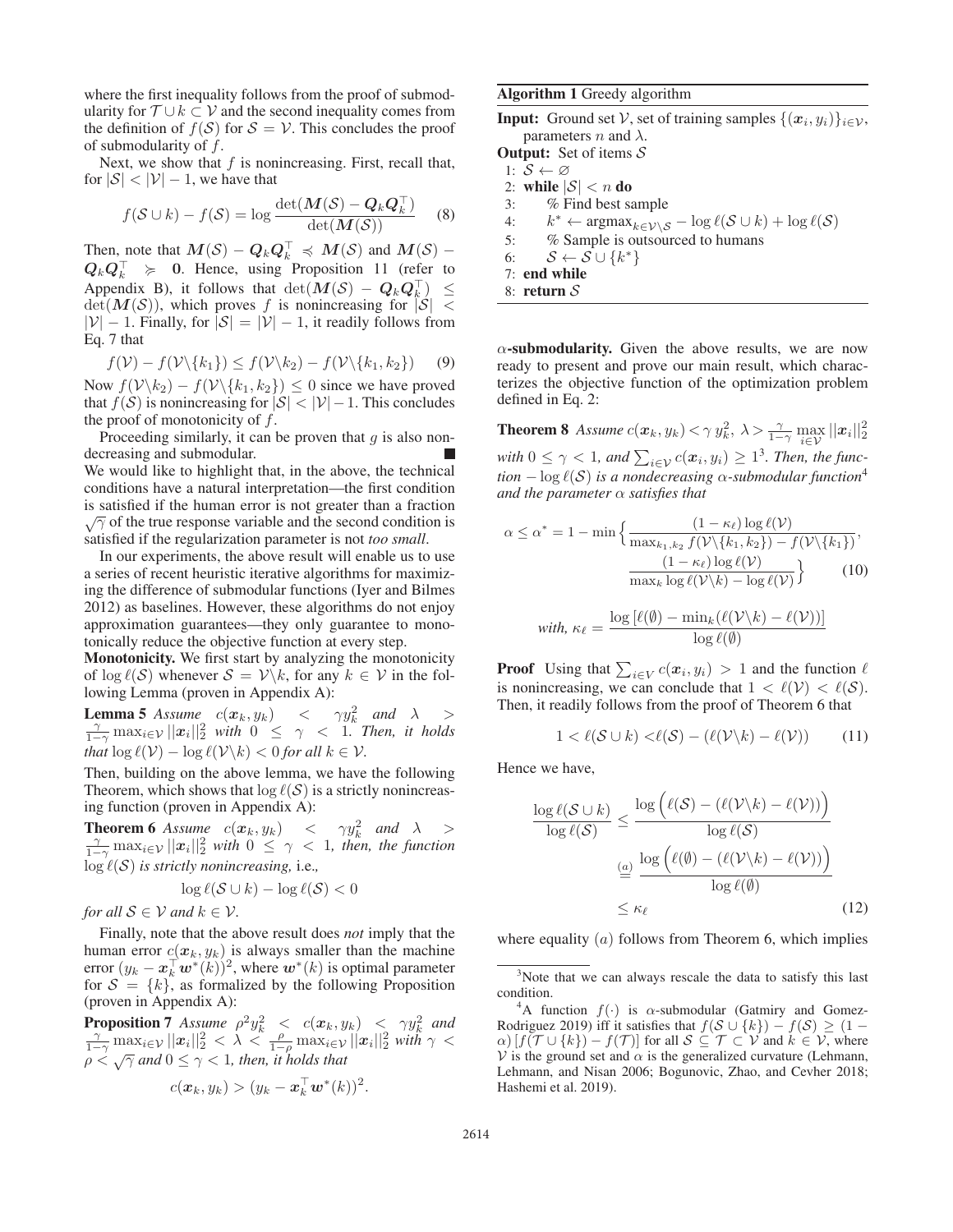where the first inequality follows from the proof of submodularity for $\mathcal{T} \cup k \subset \mathcal{V}$ and the second inequality comes from the definition of $f(\mathcal{S})$ for $\mathcal{S} = \mathcal{V}$. This concludes the proof of submodularity of $f$.

Next, we show that $f$ is nonincreasing. First, recall that, for $|\mathcal{S}| < |\mathcal{V}| - 1$, we have that

$$f(\mathcal{S} \cup k) - f(\mathcal{S}) = \log \frac{\det(\boldsymbol{M}(\mathcal{S}) - \boldsymbol{Q}_k \boldsymbol{Q}_k^\top)}{\det(\boldsymbol{M}(\mathcal{S}))} \tag{8}$$

Then, note that $\boldsymbol{M}(\mathcal{S}) - \boldsymbol{Q}_k \boldsymbol{Q}_k^\top \preccurlyeq \boldsymbol{M}(\mathcal{S})$ and $\boldsymbol{M}(\mathcal{S}) - \boldsymbol{Q}_k \boldsymbol{Q}_k^\top \succcurlyeq \boldsymbol{0}$. Hence, using Proposition 11 (refer to Appendix B), it follows that $\det(\boldsymbol{M}(\mathcal{S}) - \boldsymbol{Q}_k \boldsymbol{Q}_k^\top) \leq \det(\boldsymbol{M}(\mathcal{S}))$, which proves $f$ is nonincreasing for $|\mathcal{S}| < |\mathcal{V}| - 1$. Finally, for $|\mathcal{S}| = |\mathcal{V}| - 1$, it readily follows from Eq. 7 that

$$f(\mathcal{V}) - f(\mathcal{V} \backslash \{k_1\}) \leq f(\mathcal{V} \backslash k_2) - f(\mathcal{V} \backslash \{k_1, k_2\}) \tag{9}$$

Now $f(\mathcal{V} \backslash k_2) - f(\mathcal{V} \backslash \{k_1, k_2\}) \leq 0$ since we have proved that $f(\mathcal{S})$ is nonincreasing for $|\mathcal{S}| < |\mathcal{V}| - 1$. This concludes the proof of monotonicity of $f$.

Proceeding similarly, it can be proven that $g$ is also nondecreasing and submodular. ■

We would like to highlight that, in the above, the technical conditions have a natural interpretation—the first condition is satisfied if the human error is not greater than a fraction $\sqrt{\gamma}$ of the true response variable and the second condition is satisfied if the regularization parameter is not *too small*.

In our experiments, the above result will enable us to use a series of recent heuristic iterative algorithms for maximizing the difference of submodular functions (Iyer and Bilmes 2012) as baselines. However, these algorithms do not enjoy approximation guarantees—they only guarantee to monotonically reduce the objective function at every step.

**Monotonicity.** We first start by analyzing the monotonicity of $\log \ell(\mathcal{S})$ whenever $\mathcal{S} = \mathcal{V} \backslash k$, for any $k \in \mathcal{V}$ in the following Lemma (proven in Appendix A):

**Lemma 5** *Assume* $c(\boldsymbol{x}_k, y_k) < \gamma y_k^2$ *and* $\lambda > \frac{\gamma}{1-\gamma} \max_{i \in \mathcal{V}} ||\boldsymbol{x}_i||_2^2$ *with* $0 \leq \gamma < 1$. *Then, it holds that* $\log \ell(\mathcal{V}) - \log \ell(\mathcal{V} \backslash k) < 0$ *for all* $k \in \mathcal{V}$.

Then, building on the above lemma, we have the following Theorem, which shows that $\log \ell(\mathcal{S})$ is a strictly nonincreasing function (proven in Appendix A):

**Theorem 6** *Assume* $c(\boldsymbol{x}_k, y_k) < \gamma y_k^2$ *and* $\lambda > \frac{\gamma}{1-\gamma} \max_{i \in \mathcal{V}} ||\boldsymbol{x}_i||_2^2$ *with* $0 \leq \gamma < 1$, *then, the function* $\log \ell(\mathcal{S})$ *is strictly nonincreasing,* i.e.,

$$\log \ell(\mathcal{S} \cup k) - \log \ell(\mathcal{S}) < 0$$

*for all* $\mathcal{S} \in \mathcal{V}$ *and* $k \in \mathcal{V}$.

Finally, note that the above result does *not* imply that the human error $c(\boldsymbol{x}_k, y_k)$ is always smaller than the machine error $(y_k - \boldsymbol{x}_k^\top \boldsymbol{w}^*(k))^2$, where $\boldsymbol{w}^*(k)$ is optimal parameter for $\mathcal{S} = \{k\}$, as formalized by the following Proposition (proven in Appendix A):

**Proposition 7** *Assume* $\rho^2 y_k^2 < c(\boldsymbol{x}_k, y_k) < \gamma y_k^2$ *and* $\frac{\gamma}{1-\gamma} \max_{i \in \mathcal{V}} ||\boldsymbol{x}_i||_2^2 < \lambda < \frac{\rho}{1-\rho} \max_{i \in \mathcal{V}} ||\boldsymbol{x}_i||_2^2$ *with* $\gamma < \rho < \sqrt{\gamma}$ *and* $0 \leq \gamma < 1$, *then, it holds that*

$$c(\boldsymbol{x}_k, y_k) > (y_k - \boldsymbol{x}_k^\top \boldsymbol{w}^*(k))^2.$$

**Algorithm 1** Greedy algorithm

**Input:** Ground set $\mathcal{V}$, set of training samples $\{(\boldsymbol{x}_i, y_i)\}_{i \in \mathcal{V}}$, parameters $n$ and $\lambda$.
**Output:** Set of items $\mathcal{S}$

```
1: S ← ∅
2: while |S| < n do
3:     % Find best sample
4:     k* ← argmax_{k∈V\S} − log ℓ(S ∪ k) + log ℓ(S)
5:     % Sample is outsourced to humans
6:     S ← S ∪ {k*}
7: end while
8: return S
```

**$\alpha$-submodularity.** Given the above results, we are now ready to present and prove our main result, which characterizes the objective function of the optimization problem defined in Eq. 2:

**Theorem 8** *Assume* $c(\boldsymbol{x}_k, y_k) < \gamma y_k^2$, $\lambda > \frac{\gamma}{1-\gamma} \max_{i \in \mathcal{V}} ||\boldsymbol{x}_i||_2^2$ *with* $0 \leq \gamma < 1$, *and* $\sum_{i \in \mathcal{V}} c(\boldsymbol{x}_i, y_i) \geq 1$[3]. *Then, the function* $-\log \ell(\mathcal{S})$ *is a nondecreasing $\alpha$-submodular function*[4] *and the parameter $\alpha$ satisfies that*

$$\alpha \leq \alpha^* = 1 - \min \Big\{ \frac{(1 - \kappa_\ell) \log \ell(\mathcal{V})}{\max_{k_1, k_2} f(\mathcal{V} \backslash \{k_1, k_2\}) - f(\mathcal{V} \backslash \{k_1\})}, \frac{(1 - \kappa_\ell) \log \ell(\mathcal{V})}{\max_k \log \ell(\mathcal{V} \backslash k) - \log \ell(\mathcal{V})} \Big\} \tag{10}$$

$$\textit{with, } \kappa_\ell = \frac{\log \left[ \ell(\emptyset) - \min_k (\ell(\mathcal{V} \backslash k) - \ell(\mathcal{V})) \right]}{\log \ell(\emptyset)}$$

**Proof** Using that $\sum_{i \in V} c(\boldsymbol{x}_i, y_i) > 1$ and the function $\ell$ is nonincreasing, we can conclude that $1 < \ell(\mathcal{V}) < \ell(\mathcal{S})$. Then, it readily follows from the proof of Theorem 6 that

$$1 < \ell(\mathcal{S} \cup k) < \ell(\mathcal{S}) - (\ell(\mathcal{V} \backslash k) - \ell(\mathcal{V})) \tag{11}$$

Hence we have,

$$\begin{aligned} \frac{\log \ell(\mathcal{S} \cup k)}{\log \ell(\mathcal{S})} &\leq \frac{\log \Big( \ell(\mathcal{S}) - (\ell(\mathcal{V} \backslash k) - \ell(\mathcal{V})) \Big)}{\log \ell(\mathcal{S})} \\ &\overset{(a)}{\leq} \frac{\log \Big( \ell(\emptyset) - (\ell(\mathcal{V} \backslash k) - \ell(\mathcal{V})) \Big)}{\log \ell(\emptyset)} \\ &\leq \kappa_\ell \end{aligned} \tag{12}$$

where equality $(a)$ follows from Theorem 6, which implies

[3] Note that we can always rescale the data to satisfy this last condition.

[4] A function $f(\cdot)$ is $\alpha$-submodular (Gatmiry and Gomez-Rodriguez 2019) iff it satisfies that $f(\mathcal{S} \cup \{k\}) - f(\mathcal{S}) \geq (1 - \alpha) [f(\mathcal{T} \cup \{k\}) - f(\mathcal{T})]$ for all $\mathcal{S} \subseteq \mathcal{T} \subset \mathcal{V}$ and $k \in \mathcal{V}$, where $\mathcal{V}$ is the ground set and $\alpha$ is the generalized curvature (Lehmann, Lehmann, and Nisan 2006; Bogunovic, Zhao, and Cevher 2018; Hashemi et al. 2019).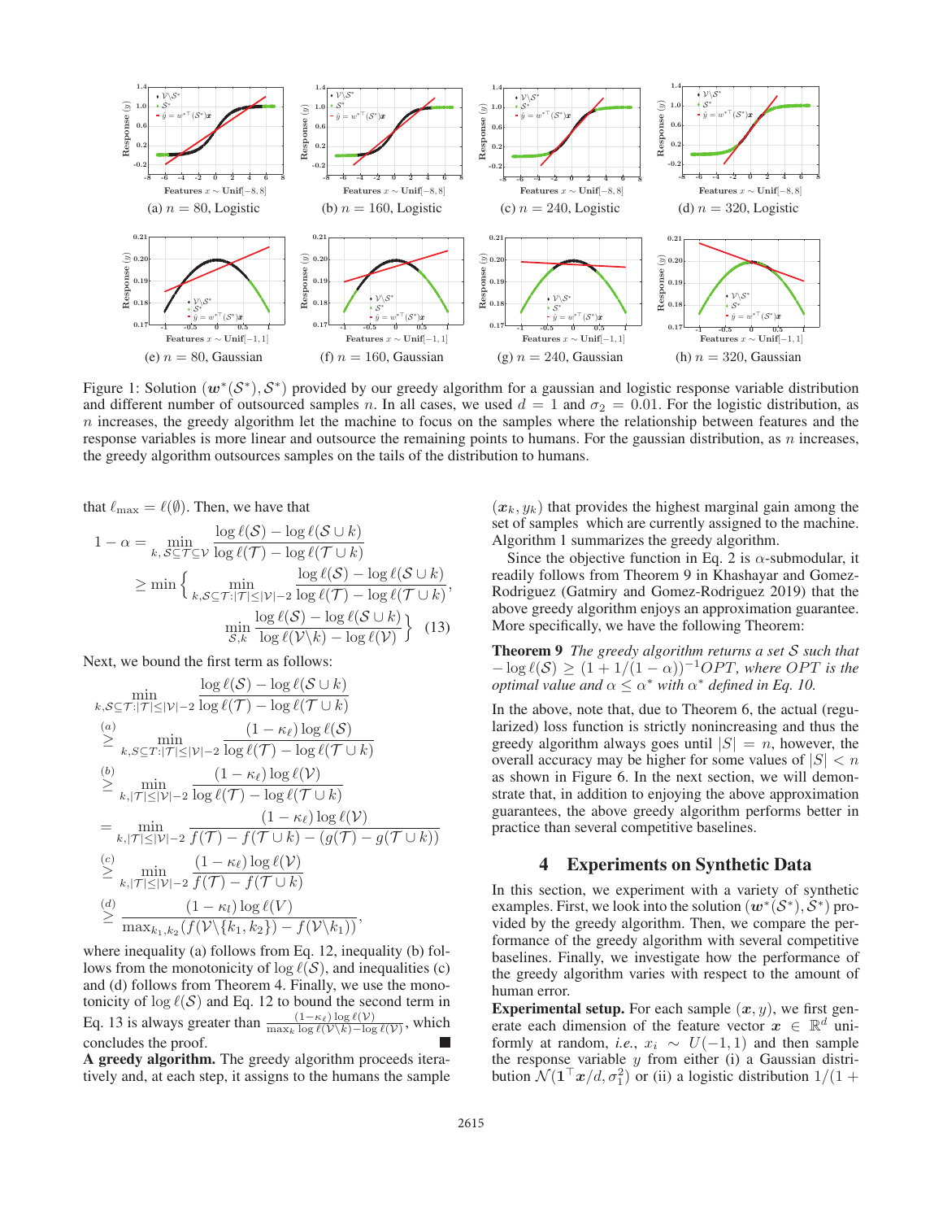Figure 1: Solution $(\boldsymbol{w}^*(\mathcal{S}^*), \mathcal{S}^*)$ provided by our greedy algorithm for a gaussian and logistic response variable distribution and different number of outsourced samples $n$. In all cases, we used $d = 1$ and $\sigma_2 = 0.01$. For the logistic distribution, as $n$ increases, the greedy algorithm let the machine to focus on the samples where the relationship between features and the response variables is more linear and outsource the remaining points to humans. For the gaussian distribution, as $n$ increases, the greedy algorithm outsources samples on the tails of the distribution to humans.

that $\ell_{\max} = \ell(\emptyset)$. Then, we have that

$$1 - \alpha = \min_{k,\, \mathcal{S} \subseteq \mathcal{T} \subseteq \mathcal{V}} \frac{\log \ell(\mathcal{S}) - \log \ell(\mathcal{S} \cup k)}{\log \ell(\mathcal{T}) - \log \ell(\mathcal{T} \cup k)}$$

$$\geq \min \left\{ \min_{k, \mathcal{S} \subseteq \mathcal{T} : |\mathcal{T}| \leq |\mathcal{V}|-2} \frac{\log \ell(\mathcal{S}) - \log \ell(\mathcal{S} \cup k)}{\log \ell(\mathcal{T}) - \log \ell(\mathcal{T} \cup k)}, \right.$$

$$\left. \min_{\mathcal{S}, k} \frac{\log \ell(\mathcal{S}) - \log \ell(\mathcal{S} \cup k)}{\log \ell(\mathcal{V} \backslash k) - \log \ell(\mathcal{V})} \right\} \quad (13)$$

Next, we bound the first term as follows:

$$\min_{k, \mathcal{S} \subseteq \mathcal{T} : |\mathcal{T}| \leq |\mathcal{V}|-2} \frac{\log \ell(\mathcal{S}) - \log \ell(\mathcal{S} \cup k)}{\log \ell(\mathcal{T}) - \log \ell(\mathcal{T} \cup k)}$$

$$\overset{(a)}{\geq} \min_{k, \mathcal{S} \subseteq \mathcal{T} : |\mathcal{T}| \leq |\mathcal{V}|-2} \frac{(1 - \kappa_\ell) \log \ell(\mathcal{S})}{\log \ell(\mathcal{T}) - \log \ell(\mathcal{T} \cup k)}$$

$$\overset{(b)}{\geq} \min_{k, |\mathcal{T}| \leq |\mathcal{V}|-2} \frac{(1 - \kappa_\ell) \log \ell(\mathcal{V})}{\log \ell(\mathcal{T}) - \log \ell(\mathcal{T} \cup k)}$$

$$= \min_{k, |\mathcal{T}| \leq |\mathcal{V}|-2} \frac{(1 - \kappa_\ell) \log \ell(\mathcal{V})}{f(\mathcal{T}) - f(\mathcal{T} \cup k) - (g(\mathcal{T}) - g(\mathcal{T} \cup k))}$$

$$\overset{(c)}{\geq} \min_{k, |\mathcal{T}| \leq |\mathcal{V}|-2} \frac{(1 - \kappa_\ell) \log \ell(\mathcal{V})}{f(\mathcal{T}) - f(\mathcal{T} \cup k)}$$

$$\overset{(d)}{\geq} \frac{(1 - \kappa_l) \log \ell(V)}{\max_{k_1, k_2} (f(\mathcal{V} \backslash \{k_1, k_2\}) - f(\mathcal{V} \backslash k_1))},$$

where inequality (a) follows from Eq. 12, inequality (b) follows from the monotonicity of $\log \ell(\mathcal{S})$, and inequalities (c) and (d) follows from Theorem 4. Finally, we use the monotonicity of $\log \ell(\mathcal{S})$ and Eq. 12 to bound the second term in Eq. 13 is always greater than $\frac{(1-\kappa_\ell) \log \ell(\mathcal{V})}{\max_k \log \ell(\mathcal{V} \backslash k) - \log \ell(\mathcal{V})}$, which concludes the proof. ■

**A greedy algorithm.** The greedy algorithm proceeds iteratively and, at each step, it assigns to the humans the sample $(\boldsymbol{x}_k, y_k)$ that provides the highest marginal gain among the set of samples which are currently assigned to the machine. Algorithm 1 summarizes the greedy algorithm.

Since the objective function in Eq. 2 is $\alpha$-submodular, it readily follows from Theorem 9 in Khashayar and Gomez-Rodriguez (Gatmiry and Gomez-Rodriguez 2019) that the above greedy algorithm enjoys an approximation guarantee. More specifically, we have the following Theorem:

**Theorem 9** *The greedy algorithm returns a set $\mathcal{S}$ such that $-\log \ell(\mathcal{S}) \geq (1 + 1/(1 - \alpha))^{-1} OPT$, where $OPT$ is the optimal value and $\alpha \leq \alpha^*$ with $\alpha^*$ defined in Eq. 10.*

In the above, note that, due to Theorem 6, the actual (regularized) loss function is strictly nonincreasing and thus the greedy algorithm always goes until $|S| = n$, however, the overall accuracy may be higher for some values of $|S| < n$ as shown in Figure 6. In the next section, we will demonstrate that, in addition to enjoying the above approximation guarantees, the above greedy algorithm performs better in practice than several competitive baselines.

## 4 Experiments on Synthetic Data

In this section, we experiment with a variety of synthetic examples. First, we look into the solution $(\boldsymbol{w}^*(\mathcal{S}^*), \mathcal{S}^*)$ provided by the greedy algorithm. Then, we compare the performance of the greedy algorithm with several competitive baselines. Finally, we investigate how the performance of the greedy algorithm varies with respect to the amount of human error.

**Experimental setup.** For each sample $(\boldsymbol{x}, y)$, we first generate each dimension of the feature vector $\boldsymbol{x} \in \mathbb{R}^d$ uniformly at random, *i.e.*, $x_i \sim U(-1, 1)$ and then sample the response variable $y$ from either (i) a Gaussian distribution $\mathcal{N}(\mathbf{1}^\top \boldsymbol{x}/d, \sigma_1^2)$ or (ii) a logistic distribution $1/(1 +$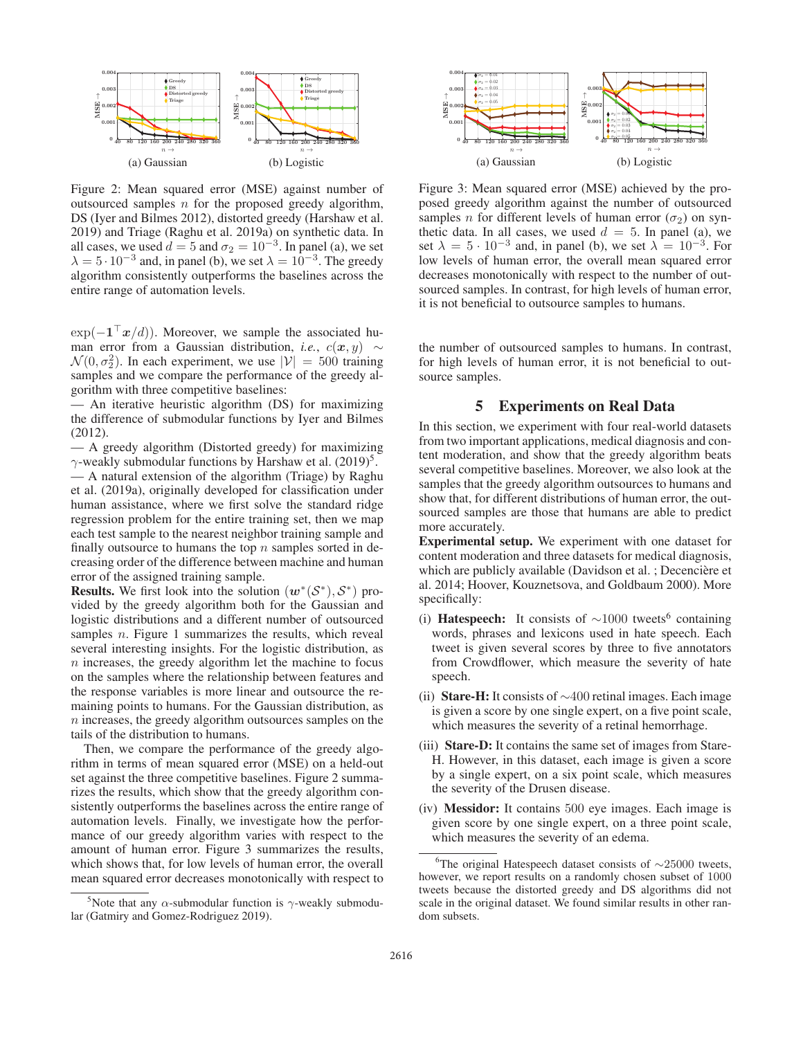Figure 2: Mean squared error (MSE) against number of outsourced samples $n$ for the proposed greedy algorithm, DS (Iyer and Bilmes 2012), distorted greedy (Harshaw et al. 2019) and Triage (Raghu et al. 2019a) on synthetic data. In all cases, we used $d = 5$ and $\sigma_2 = 10^{-3}$. In panel (a), we set $\lambda = 5 \cdot 10^{-3}$ and, in panel (b), we set $\lambda = 10^{-3}$. The greedy algorithm consistently outperforms the baselines across the entire range of automation levels.

Figure 3: Mean squared error (MSE) achieved by the proposed greedy algorithm against the number of outsourced samples $n$ for different levels of human error ($\sigma_2$) on synthetic data. In all cases, we used $d = 5$. In panel (a), we set $\lambda = 5 \cdot 10^{-3}$ and, in panel (b), we set $\lambda = 10^{-3}$. For low levels of human error, the overall mean squared error decreases monotonically with respect to the number of outsourced samples. In contrast, for high levels of human error, it is not beneficial to outsource samples to humans.

$\exp(-\mathbf{1}^\top \boldsymbol{x}/d))$. Moreover, we sample the associated human error from a Gaussian distribution, *i.e.*, $c(\boldsymbol{x}, y) \sim \mathcal{N}(0, \sigma_2^2)$. In each experiment, we use $|\mathcal{V}| = 500$ training samples and we compare the performance of the greedy algorithm with three competitive baselines:

— An iterative heuristic algorithm (DS) for maximizing the difference of submodular functions by Iyer and Bilmes (2012).

— A greedy algorithm (Distorted greedy) for maximizing $\gamma$-weakly submodular functions by Harshaw et al. (2019)[5].

— A natural extension of the algorithm (Triage) by Raghu et al. (2019a), originally developed for classification under human assistance, where we first solve the standard ridge regression problem for the entire training set, then we map each test sample to the nearest neighbor training sample and finally outsource to humans the top $n$ samples sorted in decreasing order of the difference between machine and human error of the assigned training sample.

**Results.** We first look into the solution $(\boldsymbol{w}^*(\mathcal{S}^*), \mathcal{S}^*)$ provided by the greedy algorithm both for the Gaussian and logistic distributions and a different number of outsourced samples $n$. Figure 1 summarizes the results, which reveal several interesting insights. For the logistic distribution, as $n$ increases, the greedy algorithm let the machine to focus on the samples where the relationship between features and the response variables is more linear and outsource the remaining points to humans. For the Gaussian distribution, as $n$ increases, the greedy algorithm outsources samples on the tails of the distribution to humans.

Then, we compare the performance of the greedy algorithm in terms of mean squared error (MSE) on a held-out set against the three competitive baselines. Figure 2 summarizes the results, which show that the greedy algorithm consistently outperforms the baselines across the entire range of automation levels. Finally, we investigate how the performance of our greedy algorithm varies with respect to the amount of human error. Figure 3 summarizes the results, which shows that, for low levels of human error, the overall mean squared error decreases monotonically with respect to the number of outsourced samples to humans. In contrast, for high levels of human error, it is not beneficial to outsource samples.

[5]Note that any $\alpha$-submodular function is $\gamma$-weakly submodular (Gatmiry and Gomez-Rodriguez 2019).

## 5 Experiments on Real Data

In this section, we experiment with four real-world datasets from two important applications, medical diagnosis and content moderation, and show that the greedy algorithm beats several competitive baselines. Moreover, we also look at the samples that the greedy algorithm outsources to humans and show that, for different distributions of human error, the outsourced samples are those that humans are able to predict more accurately.

**Experimental setup.** We experiment with one dataset for content moderation and three datasets for medical diagnosis, which are publicly available (Davidson et al. ; Decencière et al. 2014; Hoover, Kouznetsova, and Goldbaum 2000). More specifically:

(i) **Hatespeech:** It consists of $\sim$1000 tweets[6] containing words, phrases and lexicons used in hate speech. Each tweet is given several scores by three to five annotators from Crowdflower, which measure the severity of hate speech.

(ii) **Stare-H:** It consists of $\sim$400 retinal images. Each image is given a score by one single expert, on a five point scale, which measures the severity of a retinal hemorrhage.

(iii) **Stare-D:** It contains the same set of images from Stare-H. However, in this dataset, each image is given a score by a single expert, on a six point scale, which measures the severity of the Drusen disease.

(iv) **Messidor:** It contains 500 eye images. Each image is given score by one single expert, on a three point scale, which measures the severity of an edema.

[6]The original Hatespeech dataset consists of $\sim$25000 tweets, however, we report results on a randomly chosen subset of 1000 tweets because the distorted greedy and DS algorithms did not scale in the original dataset. We found similar results in other random subsets.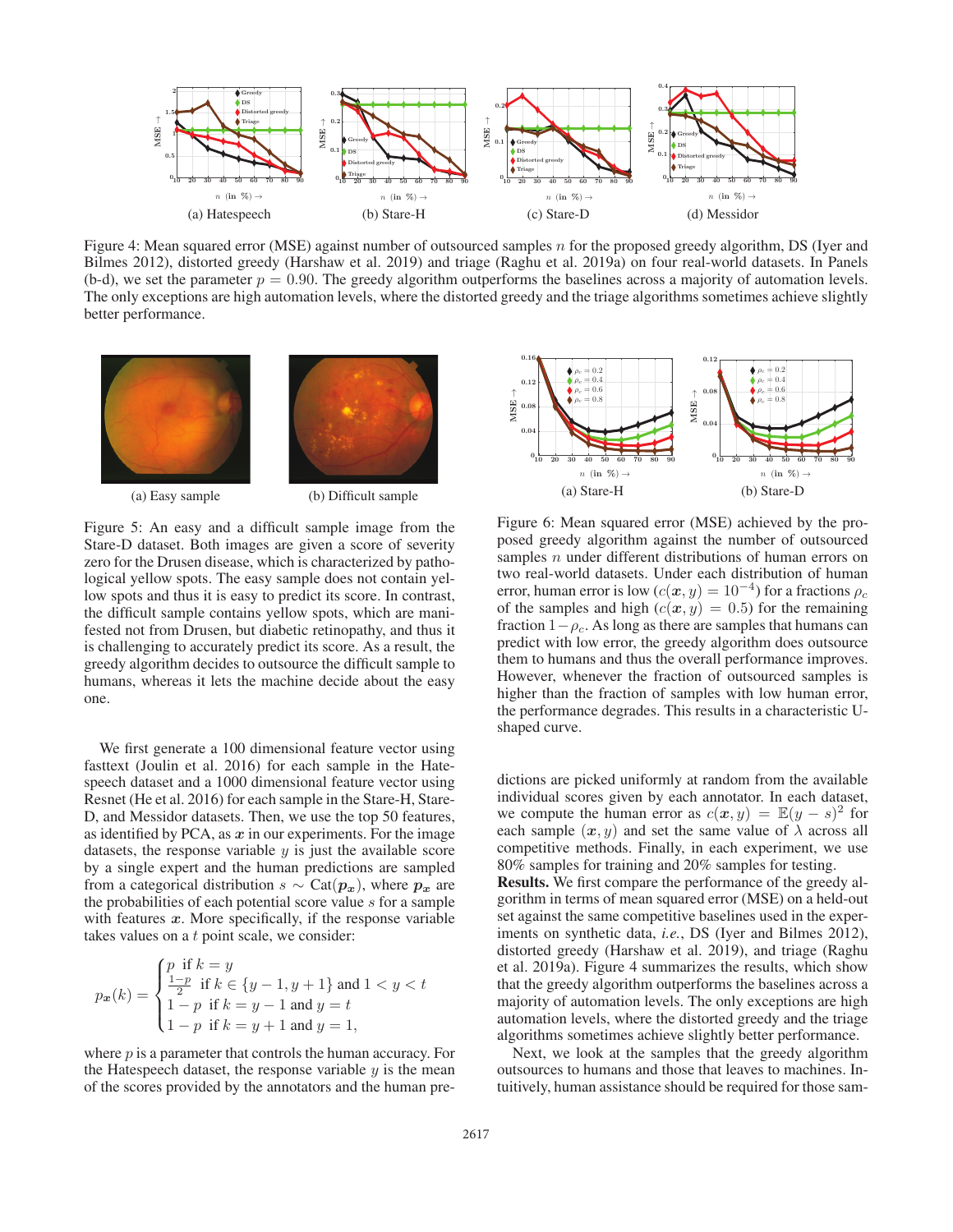Figure 4: Mean squared error (MSE) against number of outsourced samples $n$ for the proposed greedy algorithm, DS (Iyer and Bilmes 2012), distorted greedy (Harshaw et al. 2019) and triage (Raghu et al. 2019a) on four real-world datasets. In Panels (b-d), we set the parameter $p = 0.90$. The greedy algorithm outperforms the baselines across a majority of automation levels. The only exceptions are high automation levels, where the distorted greedy and the triage algorithms sometimes achieve slightly better performance.

Figure 5: An easy and a difficult sample image from the Stare-D dataset. Both images are given a score of severity zero for the Drusen disease, which is characterized by pathological yellow spots. The easy sample does not contain yellow spots and thus it is easy to predict its score. In contrast, the difficult sample contains yellow spots, which are manifested not from Drusen, but diabetic retinopathy, and thus it is challenging to accurately predict its score. As a result, the greedy algorithm decides to outsource the difficult sample to humans, whereas it lets the machine decide about the easy one.

Figure 6: Mean squared error (MSE) achieved by the proposed greedy algorithm against the number of outsourced samples $n$ under different distributions of human errors on two real-world datasets. Under each distribution of human error, human error is low ($c(\boldsymbol{x}, y) = 10^{-4}$) for a fractions $\rho_c$ of the samples and high ($c(\boldsymbol{x}, y) = 0.5$) for the remaining fraction $1 - \rho_c$. As long as there are samples that humans can predict with low error, the greedy algorithm does outsource them to humans and thus the overall performance improves. However, whenever the fraction of outsourced samples is higher than the fraction of samples with low human error, the performance degrades. This results in a characteristic U-shaped curve.

We first generate a 100 dimensional feature vector using fasttext (Joulin et al. 2016) for each sample in the Hatespeech dataset and a 1000 dimensional feature vector using Resnet (He et al. 2016) for each sample in the Stare-H, Stare-D, and Messidor datasets. Then, we use the top 50 features, as identified by PCA, as $\boldsymbol{x}$ in our experiments. For the image datasets, the response variable $y$ is just the available score by a single expert and the human predictions are sampled from a categorical distribution $s \sim \text{Cat}(\boldsymbol{p}_{\boldsymbol{x}})$, where $\boldsymbol{p}_{\boldsymbol{x}}$ are the probabilities of each potential score value $s$ for a sample with features $\boldsymbol{x}$. More specifically, if the response variable takes values on a $t$ point scale, we consider:

$$p_{\boldsymbol{x}}(k) = \begin{cases} p & \text{if } k = y \\ \frac{1-p}{2} & \text{if } k \in \{y-1, y+1\} \text{ and } 1 < y < t \\ 1 - p & \text{if } k = y - 1 \text{ and } y = t \\ 1 - p & \text{if } k = y + 1 \text{ and } y = 1, \end{cases}$$

where $p$ is a parameter that controls the human accuracy. For the Hatespeech dataset, the response variable $y$ is the mean of the scores provided by the annotators and the human predictions are picked uniformly at random from the available individual scores given by each annotator. In each dataset, we compute the human error as $c(\boldsymbol{x}, y) = \mathbb{E}(y - s)^2$ for each sample $(\boldsymbol{x}, y)$ and set the same value of $\lambda$ across all competitive methods. Finally, in each experiment, we use 80% samples for training and 20% samples for testing.

**Results.** We first compare the performance of the greedy algorithm in terms of mean squared error (MSE) on a held-out set against the same competitive baselines used in the experiments on synthetic data, *i.e.*, DS (Iyer and Bilmes 2012), distorted greedy (Harshaw et al. 2019), and triage (Raghu et al. 2019a). Figure 4 summarizes the results, which show that the greedy algorithm outperforms the baselines across a majority of automation levels. The only exceptions are high automation levels, where the distorted greedy and the triage algorithms sometimes achieve slightly better performance.

Next, we look at the samples that the greedy algorithm outsources to humans and those that leaves to machines. Intuitively, human assistance should be required for those sam-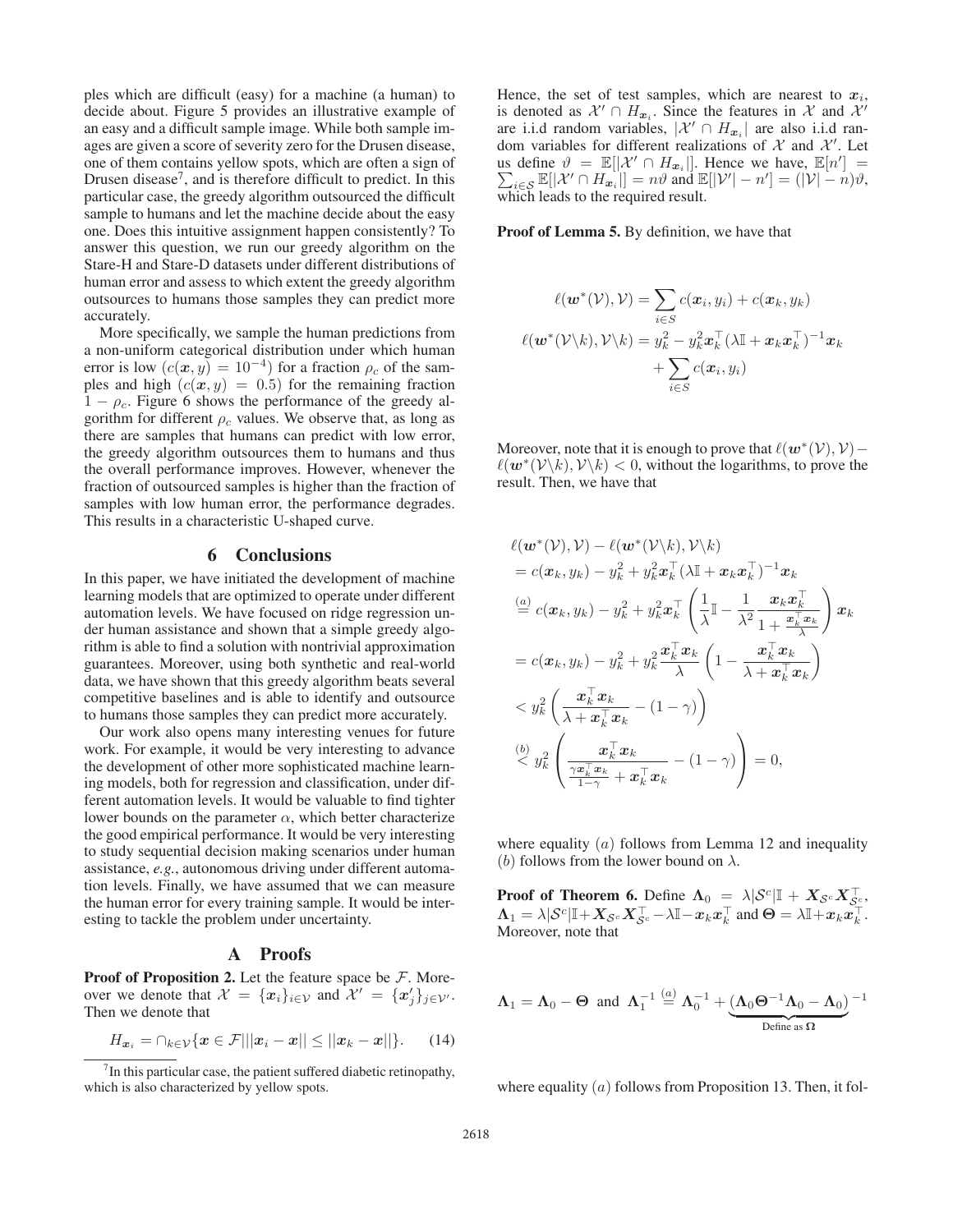ples which are difficult (easy) for a machine (a human) to decide about. Figure 5 provides an illustrative example of an easy and a difficult sample image. While both sample images are given a score of severity zero for the Drusen disease, one of them contains yellow spots, which are often a sign of Drusen disease[7], and is therefore difficult to predict. In this particular case, the greedy algorithm outsourced the difficult sample to humans and let the machine decide about the easy one. Does this intuitive assignment happen consistently? To answer this question, we run our greedy algorithm on the Stare-H and Stare-D datasets under different distributions of human error and assess to which extent the greedy algorithm outsources to humans those samples they can predict more accurately.

More specifically, we sample the human predictions from a non-uniform categorical distribution under which human error is low ($c(\boldsymbol{x}, y) = 10^{-4}$) for a fraction $\rho_c$ of the samples and high ($c(\boldsymbol{x}, y) = 0.5$) for the remaining fraction $1 - \rho_c$. Figure 6 shows the performance of the greedy algorithm for different $\rho_c$ values. We observe that, as long as there are samples that humans can predict with low error, the greedy algorithm outsources them to humans and thus the overall performance improves. However, whenever the fraction of outsourced samples is higher than the fraction of samples with low human error, the performance degrades. This results in a characteristic U-shaped curve.

## 6 Conclusions

In this paper, we have initiated the development of machine learning models that are optimized to operate under different automation levels. We have focused on ridge regression under human assistance and shown that a simple greedy algorithm is able to find a solution with nontrivial approximation guarantees. Moreover, using both synthetic and real-world data, we have shown that this greedy algorithm beats several competitive baselines and is able to identify and outsource to humans those samples they can predict more accurately.

Our work also opens many interesting venues for future work. For example, it would be very interesting to advance the development of other more sophisticated machine learning models, both for regression and classification, under different automation levels. It would be valuable to find tighter lower bounds on the parameter $\alpha$, which better characterize the good empirical performance. It would be very interesting to study sequential decision making scenarios under human assistance, *e.g.*, autonomous driving under different automation levels. Finally, we have assumed that we can measure the human error for every training sample. It would be interesting to tackle the problem under uncertainty.

## A Proofs

**Proof of Proposition 2.** Let the feature space be $\mathcal{F}$. Moreover we denote that $\mathcal{X} = \{\boldsymbol{x}_i\}_{i\in\mathcal{V}}$ and $\mathcal{X}' = \{\boldsymbol{x}'_j\}_{j\in\mathcal{V}'}$. Then we denote that

$$H_{\boldsymbol{x}_i} = \cap_{k\in\mathcal{V}}\{\boldsymbol{x}\in\mathcal{F} \,|\, ||\boldsymbol{x}_i - \boldsymbol{x}|| \le ||\boldsymbol{x}_k - \boldsymbol{x}||\}. \quad (14)$$

[7]In this particular case, the patient suffered diabetic retinopathy, which is also characterized by yellow spots.

Hence, the set of test samples, which are nearest to $\boldsymbol{x}_i$, is denoted as $\mathcal{X}' \cap H_{\boldsymbol{x}_i}$. Since the features in $\mathcal{X}$ and $\mathcal{X}'$ are i.i.d random variables, $|\mathcal{X}' \cap H_{\boldsymbol{x}_i}|$ are also i.i.d random variables for different realizations of $\mathcal{X}$ and $\mathcal{X}'$. Let us define $\vartheta = \mathbb{E}[|\mathcal{X}' \cap H_{\boldsymbol{x}_i}|]$. Hence we have, $\mathbb{E}[n'] = \sum_{i\in\mathcal{S}} \mathbb{E}[|\mathcal{X}' \cap H_{\boldsymbol{x}_i}|] = n\vartheta$ and $\mathbb{E}[|\mathcal{V}'| - n'] = (|\mathcal{V}| - n)\vartheta$, which leads to the required result.

**Proof of Lemma 5.** By definition, we have that

$$\ell(\boldsymbol{w}^*(\mathcal{V}), \mathcal{V}) = \sum_{i\in S} c(\boldsymbol{x}_i, y_i) + c(\boldsymbol{x}_k, y_k)$$
$$\ell(\boldsymbol{w}^*(\mathcal{V}\backslash k), \mathcal{V}\backslash k) = y_k^2 - y_k^2 \boldsymbol{x}_k^\top (\lambda\mathbb{I} + \boldsymbol{x}_k\boldsymbol{x}_k^\top)^{-1}\boldsymbol{x}_k + \sum_{i\in S} c(\boldsymbol{x}_i, y_i)$$

Moreover, note that it is enough to prove that $\ell(\boldsymbol{w}^*(\mathcal{V}), \mathcal{V}) - \ell(\boldsymbol{w}^*(\mathcal{V}\backslash k), \mathcal{V}\backslash k) < 0$, without the logarithms, to prove the result. Then, we have that

$$\begin{aligned}
&\ell(\boldsymbol{w}^*(\mathcal{V}), \mathcal{V}) - \ell(\boldsymbol{w}^*(\mathcal{V}\backslash k), \mathcal{V}\backslash k) \\
&= c(\boldsymbol{x}_k, y_k) - y_k^2 + y_k^2 \boldsymbol{x}_k^\top (\lambda\mathbb{I} + \boldsymbol{x}_k\boldsymbol{x}_k^\top)^{-1}\boldsymbol{x}_k \\
&\overset{(a)}{=} c(\boldsymbol{x}_k, y_k) - y_k^2 + y_k^2 \boldsymbol{x}_k^\top \left( \frac{1}{\lambda}\mathbb{I} - \frac{1}{\lambda^2} \frac{\boldsymbol{x}_k\boldsymbol{x}_k^\top}{1 + \frac{\boldsymbol{x}_k^\top \boldsymbol{x}_k}{\lambda}} \right) \boldsymbol{x}_k \\
&= c(\boldsymbol{x}_k, y_k) - y_k^2 + y_k^2 \frac{\boldsymbol{x}_k^\top \boldsymbol{x}_k}{\lambda} \left( 1 - \frac{\boldsymbol{x}_k^\top \boldsymbol{x}_k}{\lambda + \boldsymbol{x}_k^\top \boldsymbol{x}_k} \right) \\
&< y_k^2 \left( \frac{\boldsymbol{x}_k^\top \boldsymbol{x}_k}{\lambda + \boldsymbol{x}_k^\top \boldsymbol{x}_k} - (1-\gamma) \right) \\
&\overset{(b)}{<} y_k^2 \left( \frac{\boldsymbol{x}_k^\top \boldsymbol{x}_k}{\frac{\gamma \boldsymbol{x}_k^\top \boldsymbol{x}_k}{1-\gamma} + \boldsymbol{x}_k^\top \boldsymbol{x}_k} - (1-\gamma) \right) = 0,
\end{aligned}$$

where equality $(a)$ follows from Lemma 12 and inequality $(b)$ follows from the lower bound on $\lambda$.

**Proof of Theorem 6.** Define $\boldsymbol{\Lambda}_0 = \lambda|\mathcal{S}^c|\mathbb{I} + \boldsymbol{X}_{\mathcal{S}^c}\boldsymbol{X}_{\mathcal{S}^c}^\top$, $\boldsymbol{\Lambda}_1 = \lambda|\mathcal{S}^c|\mathbb{I} + \boldsymbol{X}_{\mathcal{S}^c}\boldsymbol{X}_{\mathcal{S}^c}^\top - \lambda\mathbb{I} - \boldsymbol{x}_k\boldsymbol{x}_k^\top$ and $\boldsymbol{\Theta} = \lambda\mathbb{I} + \boldsymbol{x}_k\boldsymbol{x}_k^\top$. Moreover, note that

$$\boldsymbol{\Lambda}_1 = \boldsymbol{\Lambda}_0 - \boldsymbol{\Theta} \;\text{ and }\; \boldsymbol{\Lambda}_1^{-1} \overset{(a)}{=} \boldsymbol{\Lambda}_0^{-1} + \underbrace{(\boldsymbol{\Lambda}_0\boldsymbol{\Theta}^{-1}\boldsymbol{\Lambda}_0 - \boldsymbol{\Lambda}_0)}_{\text{Define as } \boldsymbol{\Omega}}{}^{-1}$$

where equality $(a)$ follows from Proposition 13. Then, it fol-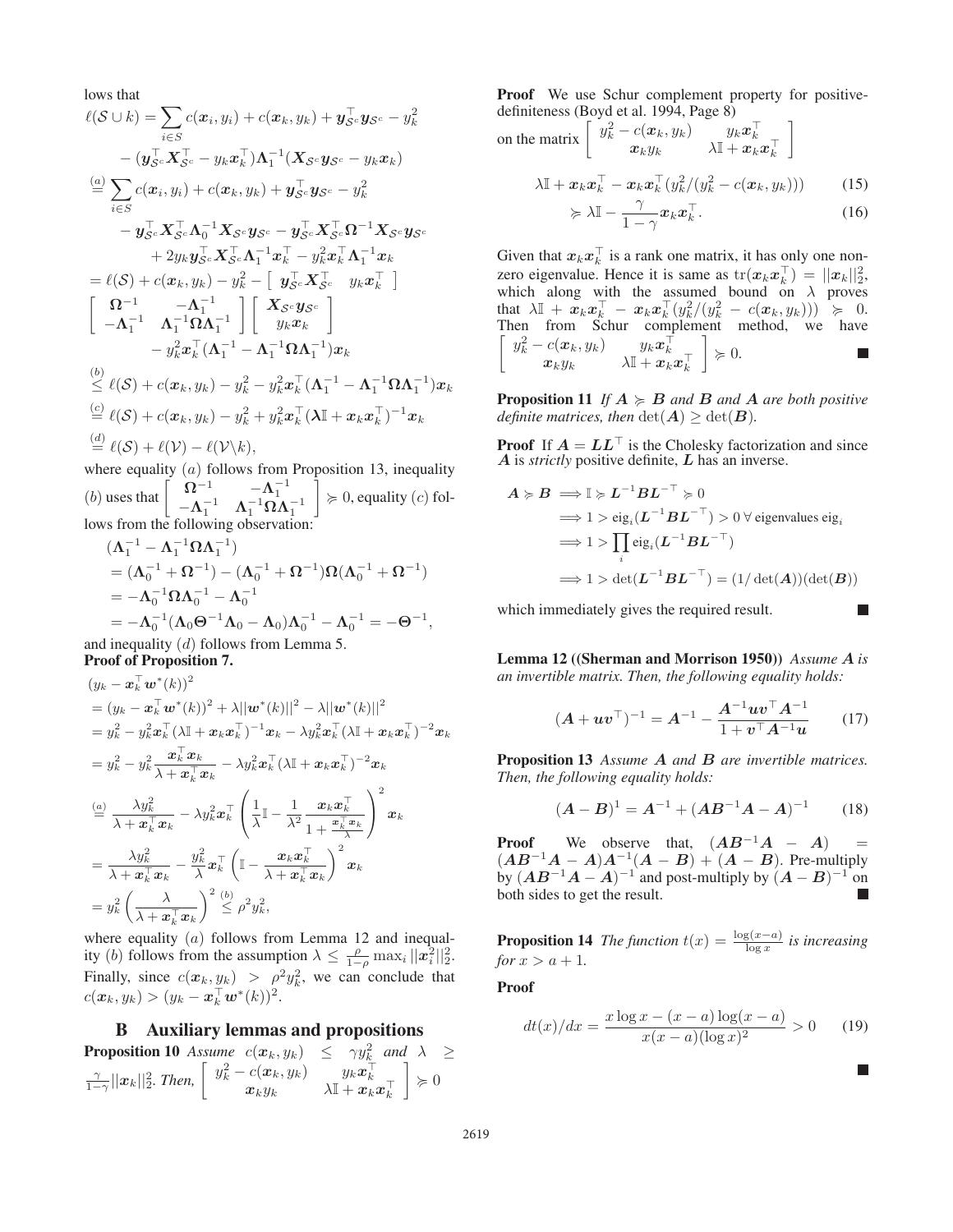lows that

$$
\begin{aligned}
\ell(\mathcal{S}\cup k) &= \sum_{i\in S} c(\boldsymbol{x}_i, y_i) + c(\boldsymbol{x}_k, y_k) + \boldsymbol{y}_{\mathcal{S}^c}^\top \boldsymbol{y}_{\mathcal{S}^c} - y_k^2 \\
&\quad - (\boldsymbol{y}_{\mathcal{S}^c}^\top \boldsymbol{X}_{\mathcal{S}^c}^\top - y_k \boldsymbol{x}_k^\top)\boldsymbol{\Lambda}_1^{-1}(\boldsymbol{X}_{\mathcal{S}^c}\boldsymbol{y}_{\mathcal{S}^c} - y_k \boldsymbol{x}_k) \\
&\overset{(a)}{=} \sum_{i\in S} c(\boldsymbol{x}_i, y_i) + c(\boldsymbol{x}_k, y_k) + \boldsymbol{y}_{\mathcal{S}^c}^\top \boldsymbol{y}_{\mathcal{S}^c} - y_k^2 \\
&\quad - \boldsymbol{y}_{\mathcal{S}^c}^\top \boldsymbol{X}_{\mathcal{S}^c}^\top \boldsymbol{\Lambda}_0^{-1}\boldsymbol{X}_{\mathcal{S}^c}\boldsymbol{y}_{\mathcal{S}^c} - \boldsymbol{y}_{\mathcal{S}^c}^\top \boldsymbol{X}_{\mathcal{S}^c}^\top \boldsymbol{\Omega}^{-1}\boldsymbol{X}_{\mathcal{S}^c}\boldsymbol{y}_{\mathcal{S}^c} \\
&\quad + 2y_k \boldsymbol{y}_{\mathcal{S}^c}^\top \boldsymbol{X}_{\mathcal{S}^c}^\top \boldsymbol{\Lambda}_1^{-1}\boldsymbol{x}_k^\top - y_k^2 \boldsymbol{x}_k^\top \boldsymbol{\Lambda}_1^{-1}\boldsymbol{x}_k \\
&= \ell(\mathcal{S}) + c(\boldsymbol{x}_k, y_k) - y_k^2 - \begin{bmatrix} \boldsymbol{y}_{\mathcal{S}^c}^\top \boldsymbol{X}_{\mathcal{S}^c}^\top & y_k \boldsymbol{x}_k^\top \end{bmatrix} \\
&\quad \begin{bmatrix} \boldsymbol{\Omega}^{-1} & -\boldsymbol{\Lambda}_1^{-1} \\ -\boldsymbol{\Lambda}_1^{-1} & \boldsymbol{\Lambda}_1^{-1}\boldsymbol{\Omega}\boldsymbol{\Lambda}_1^{-1} \end{bmatrix} \begin{bmatrix} \boldsymbol{X}_{\mathcal{S}^c}\boldsymbol{y}_{\mathcal{S}^c} \\ y_k \boldsymbol{x}_k \end{bmatrix} \\
&\quad - y_k^2 \boldsymbol{x}_k^\top (\boldsymbol{\Lambda}_1^{-1} - \boldsymbol{\Lambda}_1^{-1}\boldsymbol{\Omega}\boldsymbol{\Lambda}_1^{-1})\boldsymbol{x}_k \\
&\overset{(b)}{\leq} \ell(\mathcal{S}) + c(\boldsymbol{x}_k, y_k) - y_k^2 - y_k^2 \boldsymbol{x}_k^\top (\boldsymbol{\Lambda}_1^{-1} - \boldsymbol{\Lambda}_1^{-1}\boldsymbol{\Omega}\boldsymbol{\Lambda}_1^{-1})\boldsymbol{x}_k \\
&\overset{(c)}{=} \ell(\mathcal{S}) + c(\boldsymbol{x}_k, y_k) - y_k^2 + y_k^2 \boldsymbol{x}_k^\top (\boldsymbol{\lambda}\mathbb{I} + \boldsymbol{x}_k \boldsymbol{x}_k^\top)^{-1}\boldsymbol{x}_k \\
&\overset{(d)}{=} \ell(\mathcal{S}) + \ell(\mathcal{V}) - \ell(\mathcal{V}\backslash k),
\end{aligned}
$$

where equality $(a)$ follows from Proposition 13, inequality $(b)$ uses that $\begin{bmatrix} \boldsymbol{\Omega}^{-1} & -\boldsymbol{\Lambda}_1^{-1} \\ -\boldsymbol{\Lambda}_1^{-1} & \boldsymbol{\Lambda}_1^{-1}\boldsymbol{\Omega}\boldsymbol{\Lambda}_1^{-1} \end{bmatrix} \succcurlyeq 0$, equality $(c)$ follows from the following observation:

$$
\begin{aligned}
&(\boldsymbol{\Lambda}_1^{-1} - \boldsymbol{\Lambda}_1^{-1}\boldsymbol{\Omega}\boldsymbol{\Lambda}_1^{-1}) \\
&= (\boldsymbol{\Lambda}_0^{-1} + \boldsymbol{\Omega}^{-1}) - (\boldsymbol{\Lambda}_0^{-1} + \boldsymbol{\Omega}^{-1})\boldsymbol{\Omega}(\boldsymbol{\Lambda}_0^{-1} + \boldsymbol{\Omega}^{-1}) \\
&= -\boldsymbol{\Lambda}_0^{-1}\boldsymbol{\Omega}\boldsymbol{\Lambda}_0^{-1} - \boldsymbol{\Lambda}_0^{-1} \\
&= -\boldsymbol{\Lambda}_0^{-1}(\boldsymbol{\Lambda}_0\boldsymbol{\Theta}^{-1}\boldsymbol{\Lambda}_0 - \boldsymbol{\Lambda}_0)\boldsymbol{\Lambda}_0^{-1} - \boldsymbol{\Lambda}_0^{-1} = -\boldsymbol{\Theta}^{-1},
\end{aligned}
$$

and inequality $(d)$ follows from Lemma 5.

**Proof of Proposition 7.**

$$
\begin{aligned}
&(y_k - \boldsymbol{x}_k^\top \boldsymbol{w}^*(k))^2 \\
&= (y_k - \boldsymbol{x}_k^\top \boldsymbol{w}^*(k))^2 + \lambda||\boldsymbol{w}^*(k)||^2 - \lambda||\boldsymbol{w}^*(k)||^2 \\
&= y_k^2 - y_k^2 \boldsymbol{x}_k^\top(\lambda\mathbb{I} + \boldsymbol{x}_k\boldsymbol{x}_k^\top)^{-1}\boldsymbol{x}_k - \lambda y_k^2 \boldsymbol{x}_k^\top(\lambda\mathbb{I} + \boldsymbol{x}_k\boldsymbol{x}_k^\top)^{-2}\boldsymbol{x}_k \\
&= y_k^2 - y_k^2 \frac{\boldsymbol{x}_k^\top \boldsymbol{x}_k}{\lambda + \boldsymbol{x}_k^\top \boldsymbol{x}_k} - \lambda y_k^2 \boldsymbol{x}_k^\top(\lambda\mathbb{I} + \boldsymbol{x}_k\boldsymbol{x}_k^\top)^{-2}\boldsymbol{x}_k \\
&\overset{(a)}{=} \frac{\lambda y_k^2}{\lambda + \boldsymbol{x}_k^\top \boldsymbol{x}_k} - \lambda y_k^2 \boldsymbol{x}_k^\top \left( \frac{1}{\lambda}\mathbb{I} - \frac{1}{\lambda^2}\frac{\boldsymbol{x}_k\boldsymbol{x}_k^\top}{1 + \frac{\boldsymbol{x}_k^\top \boldsymbol{x}_k}{\lambda}} \right)^2 \boldsymbol{x}_k \\
&= \frac{\lambda y_k^2}{\lambda + \boldsymbol{x}_k^\top \boldsymbol{x}_k} - \frac{y_k^2}{\lambda}\boldsymbol{x}_k^\top \left( \mathbb{I} - \frac{\boldsymbol{x}_k\boldsymbol{x}_k^\top}{\lambda + \boldsymbol{x}_k^\top \boldsymbol{x}_k} \right)^2 \boldsymbol{x}_k \\
&= y_k^2 \left( \frac{\lambda}{\lambda + \boldsymbol{x}_k^\top \boldsymbol{x}_k} \right)^2 \overset{(b)}{\leq} \rho^2 y_k^2,
\end{aligned}
$$

where equality $(a)$ follows from Lemma 12 and inequality $(b)$ follows from the assumption $\lambda \leq \frac{\rho}{1-\rho}\max_i ||\boldsymbol{x}_i^2||_2^2$. Finally, since $c(\boldsymbol{x}_k, y_k) > \rho^2 y_k^2$, we can conclude that $c(\boldsymbol{x}_k, y_k) > (y_k - \boldsymbol{x}_k^\top \boldsymbol{w}^*(k))^2$.

## B Auxiliary lemmas and propositions

**Proposition 10** *Assume* $c(\boldsymbol{x}_k, y_k) \leq \gamma y_k^2$ *and* $\lambda \geq \frac{\gamma}{1-\gamma}||\boldsymbol{x}_k||_2^2$*. Then,* $\begin{bmatrix} y_k^2 - c(\boldsymbol{x}_k, y_k) & y_k \boldsymbol{x}_k^\top \\ \boldsymbol{x}_k y_k & \lambda\mathbb{I} + \boldsymbol{x}_k\boldsymbol{x}_k^\top \end{bmatrix} \succcurlyeq 0$

**Proof** We use Schur complement property for positive-definiteness (Boyd et al. 1994, Page 8) on the matrix $\begin{bmatrix} y_k^2 - c(\boldsymbol{x}_k, y_k) & y_k \boldsymbol{x}_k^\top \\ \boldsymbol{x}_k y_k & \lambda\mathbb{I} + \boldsymbol{x}_k\boldsymbol{x}_k^\top \end{bmatrix}$

$$
\lambda\mathbb{I} + \boldsymbol{x}_k\boldsymbol{x}_k^\top - \boldsymbol{x}_k\boldsymbol{x}_k^\top(y_k^2/(y_k^2 - c(\boldsymbol{x}_k, y_k))) \tag{15}
$$

$$
\succcurlyeq \lambda\mathbb{I} - \frac{\gamma}{1-\gamma}\boldsymbol{x}_k\boldsymbol{x}_k^\top. \tag{16}
$$

Given that $\boldsymbol{x}_k\boldsymbol{x}_k^\top$ is a rank one matrix, it has only one non-zero eigenvalue. Hence it is same as $\text{tr}(\boldsymbol{x}_k\boldsymbol{x}_k^\top) = ||\boldsymbol{x}_k||_2^2$, which along with the assumed bound on $\lambda$ proves that $\lambda\mathbb{I} + \boldsymbol{x}_k\boldsymbol{x}_k^\top - \boldsymbol{x}_k\boldsymbol{x}_k^\top(y_k^2/(y_k^2 - c(\boldsymbol{x}_k, y_k))) \succcurlyeq 0$. Then from Schur complement method, we have $\begin{bmatrix} y_k^2 - c(\boldsymbol{x}_k, y_k) & y_k \boldsymbol{x}_k^\top \\ \boldsymbol{x}_k y_k & \lambda\mathbb{I} + \boldsymbol{x}_k\boldsymbol{x}_k^\top \end{bmatrix} \succcurlyeq 0.$ ∎

**Proposition 11** *If* $\boldsymbol{A} \succcurlyeq \boldsymbol{B}$ *and* $\boldsymbol{B}$ *and* $\boldsymbol{A}$ *are both positive definite matrices, then* $\det(\boldsymbol{A}) \geq \det(\boldsymbol{B})$.

**Proof** If $\boldsymbol{A} = \boldsymbol{L}\boldsymbol{L}^\top$ is the Cholesky factorization and since $\boldsymbol{A}$ is *strictly* positive definite, $\boldsymbol{L}$ has an inverse.

$$
\begin{aligned}
\boldsymbol{A} \succcurlyeq \boldsymbol{B} &\implies \mathbb{I} \succcurlyeq \boldsymbol{L}^{-1}\boldsymbol{B}\boldsymbol{L}^{-\top} \succcurlyeq 0 \\
&\implies 1 > \text{eig}_i(\boldsymbol{L}^{-1}\boldsymbol{B}\boldsymbol{L}^{-\top}) > 0 \; \forall \text{ eigenvalues eig}_i \\
&\implies 1 > \prod_i \text{eig}_i(\boldsymbol{L}^{-1}\boldsymbol{B}\boldsymbol{L}^{-\top}) \\
&\implies 1 > \det(\boldsymbol{L}^{-1}\boldsymbol{B}\boldsymbol{L}^{-\top}) = (1/\det(\boldsymbol{A}))(\det(\boldsymbol{B}))
\end{aligned}
$$

which immediately gives the required result. ∎

**Lemma 12 ((Sherman and Morrison 1950))** *Assume* $\boldsymbol{A}$ *is an invertible matrix. Then, the following equality holds:*

$$
(\boldsymbol{A} + \boldsymbol{u}\boldsymbol{v}^\top)^{-1} = \boldsymbol{A}^{-1} - \frac{\boldsymbol{A}^{-1}\boldsymbol{u}\boldsymbol{v}^\top\boldsymbol{A}^{-1}}{1 + \boldsymbol{v}^\top\boldsymbol{A}^{-1}\boldsymbol{u}} \tag{17}
$$

**Proposition 13** *Assume* $\boldsymbol{A}$ *and* $\boldsymbol{B}$ *are invertible matrices. Then, the following equality holds:*

$$
(\boldsymbol{A} - \boldsymbol{B})^1 = \boldsymbol{A}^{-1} + (\boldsymbol{A}\boldsymbol{B}^{-1}\boldsymbol{A} - \boldsymbol{A})^{-1} \tag{18}
$$

**Proof** We observe that, $(\boldsymbol{A}\boldsymbol{B}^{-1}\boldsymbol{A} - \boldsymbol{A}) = (\boldsymbol{A}\boldsymbol{B}^{-1}\boldsymbol{A} - \boldsymbol{A})\boldsymbol{A}^{-1}(\boldsymbol{A} - \boldsymbol{B}) + (\boldsymbol{A} - \boldsymbol{B})$. Pre-multiply by $(\boldsymbol{A}\boldsymbol{B}^{-1}\boldsymbol{A} - \boldsymbol{A})^{-1}$ and post-multiply by $(\boldsymbol{A} - \boldsymbol{B})^{-1}$ on both sides to get the result. ∎

**Proposition 14** *The function* $t(x) = \frac{\log(x-a)}{\log x}$ *is increasing for* $x > a + 1$.

**Proof**

$$
dt(x)/dx = \frac{x\log x - (x-a)\log(x-a)}{x(x-a)(\log x)^2} > 0 \tag{19}
$$

∎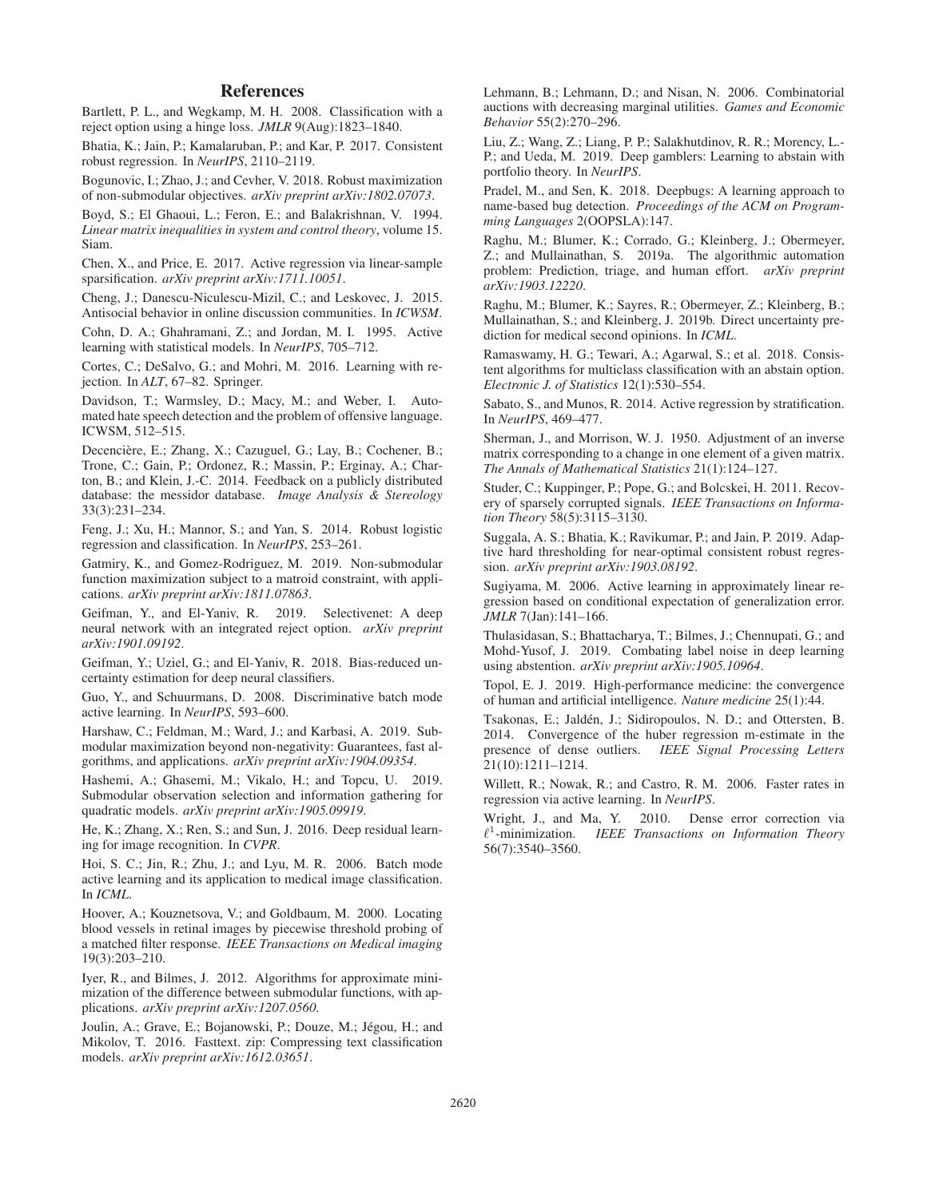## References

Bartlett, P. L., and Wegkamp, M. H. 2008. Classification with a reject option using a hinge loss. *JMLR* 9(Aug):1823–1840.

Bhatia, K.; Jain, P.; Kamalaruban, P.; and Kar, P. 2017. Consistent robust regression. In *NeurIPS*, 2110–2119.

Bogunovic, I.; Zhao, J.; and Cevher, V. 2018. Robust maximization of non-submodular objectives. *arXiv preprint arXiv:1802.07073*.

Boyd, S.; El Ghaoui, L.; Feron, E.; and Balakrishnan, V. 1994. *Linear matrix inequalities in system and control theory*, volume 15. Siam.

Chen, X., and Price, E. 2017. Active regression via linear-sample sparsification. *arXiv preprint arXiv:1711.10051*.

Cheng, J.; Danescu-Niculescu-Mizil, C.; and Leskovec, J. 2015. Antisocial behavior in online discussion communities. In *ICWSM*.

Cohn, D. A.; Ghahramani, Z.; and Jordan, M. I. 1995. Active learning with statistical models. In *NeurIPS*, 705–712.

Cortes, C.; DeSalvo, G.; and Mohri, M. 2016. Learning with rejection. In *ALT*, 67–82. Springer.

Davidson, T.; Warmsley, D.; Macy, M.; and Weber, I. Automated hate speech detection and the problem of offensive language. ICWSM, 512–515.

Decencière, E.; Zhang, X.; Cazuguel, G.; Lay, B.; Cochener, B.; Trone, C.; Gain, P.; Ordonez, R.; Massin, P.; Erginay, A.; Charton, B.; and Klein, J.-C. 2014. Feedback on a publicly distributed database: the messidor database. *Image Analysis & Stereology* 33(3):231–234.

Feng, J.; Xu, H.; Mannor, S.; and Yan, S. 2014. Robust logistic regression and classification. In *NeurIPS*, 253–261.

Gatmiry, K., and Gomez-Rodriguez, M. 2019. Non-submodular function maximization subject to a matroid constraint, with applications. *arXiv preprint arXiv:1811.07863*.

Geifman, Y., and El-Yaniv, R. 2019. Selectivenet: A deep neural network with an integrated reject option. *arXiv preprint arXiv:1901.09192*.

Geifman, Y.; Uziel, G.; and El-Yaniv, R. 2018. Bias-reduced uncertainty estimation for deep neural classifiers.

Guo, Y., and Schuurmans, D. 2008. Discriminative batch mode active learning. In *NeurIPS*, 593–600.

Harshaw, C.; Feldman, M.; Ward, J.; and Karbasi, A. 2019. Submodular maximization beyond non-negativity: Guarantees, fast algorithms, and applications. *arXiv preprint arXiv:1904.09354*.

Hashemi, A.; Ghasemi, M.; Vikalo, H.; and Topcu, U. 2019. Submodular observation selection and information gathering for quadratic models. *arXiv preprint arXiv:1905.09919*.

He, K.; Zhang, X.; Ren, S.; and Sun, J. 2016. Deep residual learning for image recognition. In *CVPR*.

Hoi, S. C.; Jin, R.; Zhu, J.; and Lyu, M. R. 2006. Batch mode active learning and its application to medical image classification. In *ICML*.

Hoover, A.; Kouznetsova, V.; and Goldbaum, M. 2000. Locating blood vessels in retinal images by piecewise threshold probing of a matched filter response. *IEEE Transactions on Medical imaging* 19(3):203–210.

Iyer, R., and Bilmes, J. 2012. Algorithms for approximate minimization of the difference between submodular functions, with applications. *arXiv preprint arXiv:1207.0560*.

Joulin, A.; Grave, E.; Bojanowski, P.; Douze, M.; Jégou, H.; and Mikolov, T. 2016. Fasttext. zip: Compressing text classification models. *arXiv preprint arXiv:1612.03651*.

Lehmann, B.; Lehmann, D.; and Nisan, N. 2006. Combinatorial auctions with decreasing marginal utilities. *Games and Economic Behavior* 55(2):270–296.

Liu, Z.; Wang, Z.; Liang, P. P.; Salakhutdinov, R. R.; Morency, L.-P.; and Ueda, M. 2019. Deep gamblers: Learning to abstain with portfolio theory. In *NeurIPS*.

Pradel, M., and Sen, K. 2018. Deepbugs: A learning approach to name-based bug detection. *Proceedings of the ACM on Programming Languages* 2(OOPSLA):147.

Raghu, M.; Blumer, K.; Corrado, G.; Kleinberg, J.; Obermeyer, Z.; and Mullainathan, S. 2019a. The algorithmic automation problem: Prediction, triage, and human effort. *arXiv preprint arXiv:1903.12220*.

Raghu, M.; Blumer, K.; Sayres, R.; Obermeyer, Z.; Kleinberg, B.; Mullainathan, S.; and Kleinberg, J. 2019b. Direct uncertainty prediction for medical second opinions. In *ICML*.

Ramaswamy, H. G.; Tewari, A.; Agarwal, S.; et al. 2018. Consistent algorithms for multiclass classification with an abstain option. *Electronic J. of Statistics* 12(1):530–554.

Sabato, S., and Munos, R. 2014. Active regression by stratification. In *NeurIPS*, 469–477.

Sherman, J., and Morrison, W. J. 1950. Adjustment of an inverse matrix corresponding to a change in one element of a given matrix. *The Annals of Mathematical Statistics* 21(1):124–127.

Studer, C.; Kuppinger, P.; Pope, G.; and Bolcskei, H. 2011. Recovery of sparsely corrupted signals. *IEEE Transactions on Information Theory* 58(5):3115–3130.

Suggala, A. S.; Bhatia, K.; Ravikumar, P.; and Jain, P. 2019. Adaptive hard thresholding for near-optimal consistent robust regression. *arXiv preprint arXiv:1903.08192*.

Sugiyama, M. 2006. Active learning in approximately linear regression based on conditional expectation of generalization error. *JMLR* 7(Jan):141–166.

Thulasidasan, S.; Bhattacharya, T.; Bilmes, J.; Chennupati, G.; and Mohd-Yusof, J. 2019. Combating label noise in deep learning using abstention. *arXiv preprint arXiv:1905.10964*.

Topol, E. J. 2019. High-performance medicine: the convergence of human and artificial intelligence. *Nature medicine* 25(1):44.

Tsakonas, E.; Jaldén, J.; Sidiropoulos, N. D.; and Ottersten, B. 2014. Convergence of the huber regression m-estimate in the presence of dense outliers. *IEEE Signal Processing Letters* 21(10):1211–1214.

Willett, R.; Nowak, R.; and Castro, R. M. 2006. Faster rates in regression via active learning. In *NeurIPS*.

Wright, J., and Ma, Y. 2010. Dense error correction via $\ell^1$-minimization. *IEEE Transactions on Information Theory* 56(7):3540–3560.